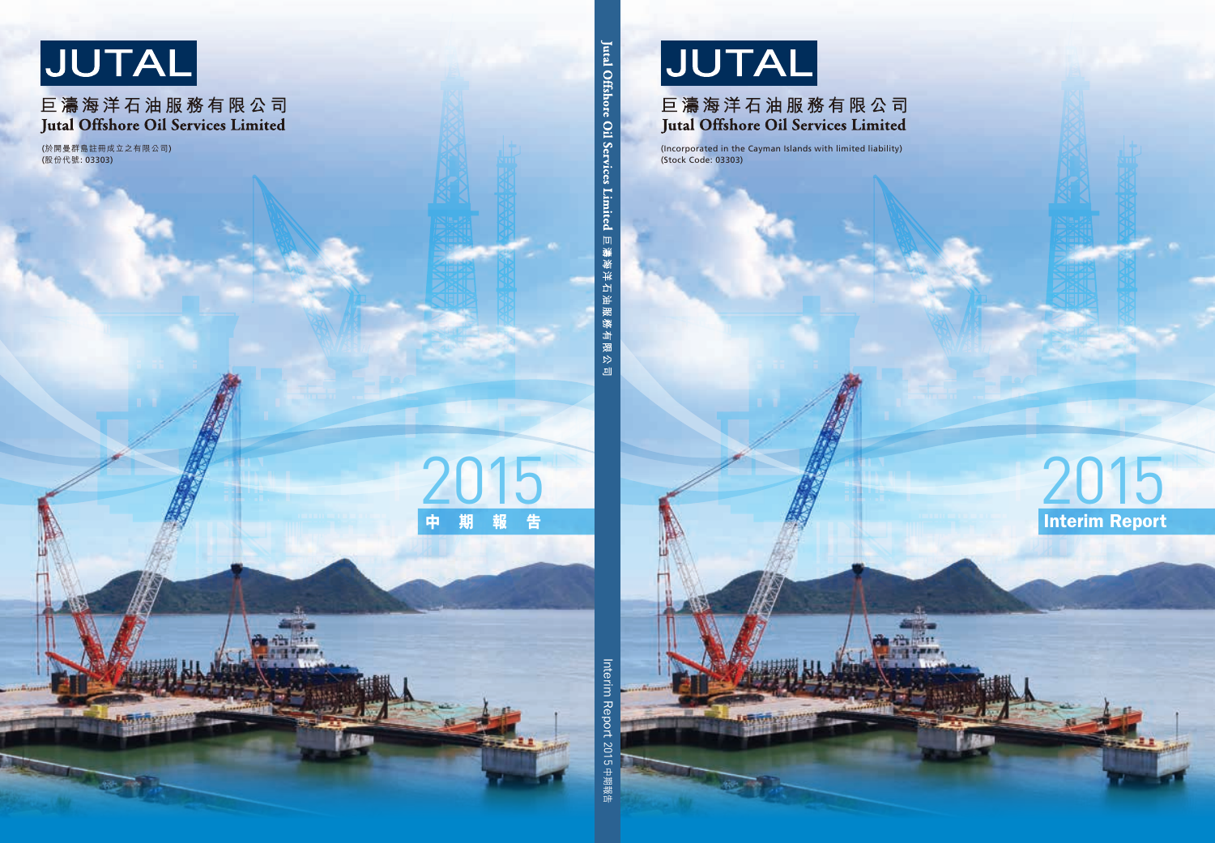# JUTAL

## 巨濤海洋石油服務有限公司
## Jutal Offshore Oil Services Limited

(於開曼群島註冊成立之有限公司)
(股份代號: 03303)

2015
中期報告

Jutal Offshore Oil Services Limited 巨濤海洋石油服務有限公司

Interim Report 2015 中期報告

# JUTAL

## 巨濤海洋石油服務有限公司
## Jutal Offshore Oil Services Limited

(Incorporated in the Cayman Islands with limited liability)
(Stock Code: 03303)

2015
Interim Report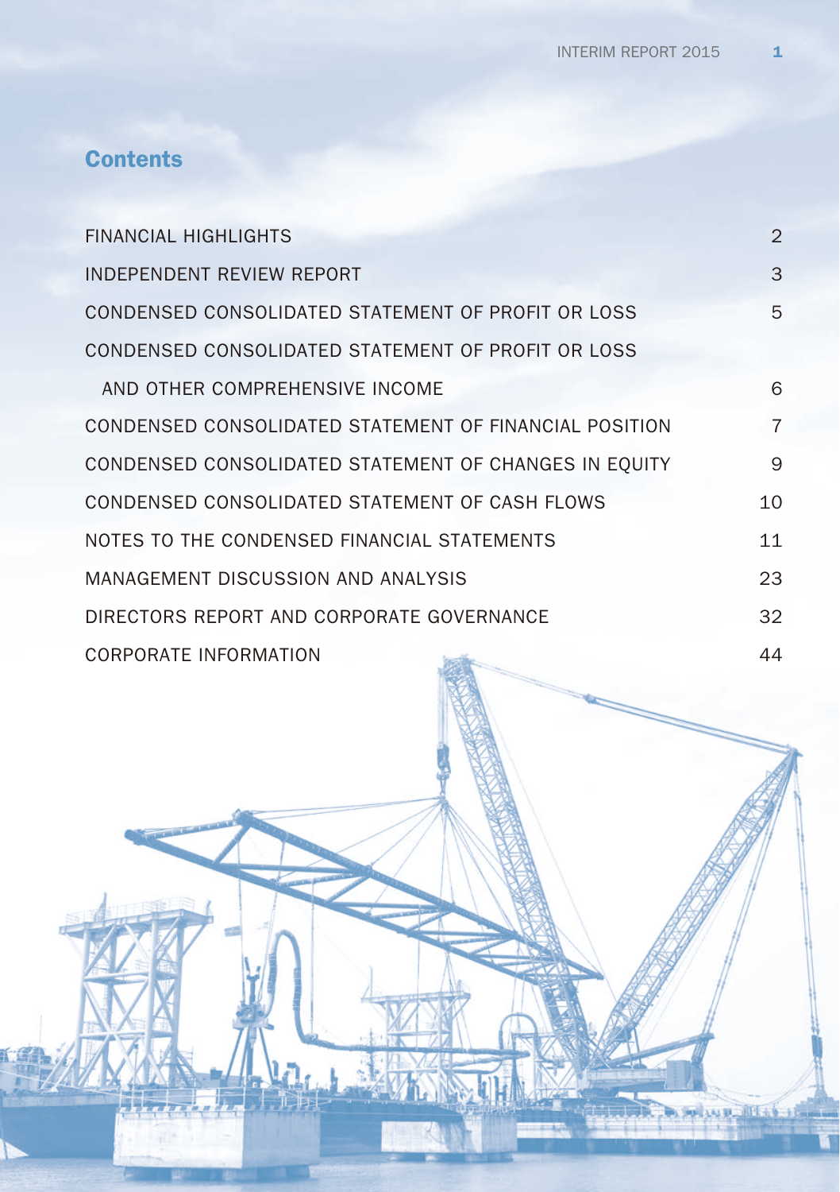# Contents

| | |
|---|---|
| FINANCIAL HIGHLIGHTS | 2 |
| INDEPENDENT REVIEW REPORT | 3 |
| CONDENSED CONSOLIDATED STATEMENT OF PROFIT OR LOSS | 5 |
| CONDENSED CONSOLIDATED STATEMENT OF PROFIT OR LOSS AND OTHER COMPREHENSIVE INCOME | 6 |
| CONDENSED CONSOLIDATED STATEMENT OF FINANCIAL POSITION | 7 |
| CONDENSED CONSOLIDATED STATEMENT OF CHANGES IN EQUITY | 9 |
| CONDENSED CONSOLIDATED STATEMENT OF CASH FLOWS | 10 |
| NOTES TO THE CONDENSED FINANCIAL STATEMENTS | 11 |
| MANAGEMENT DISCUSSION AND ANALYSIS | 23 |
| DIRECTORS REPORT AND CORPORATE GOVERNANCE | 32 |
| CORPORATE INFORMATION | 44 |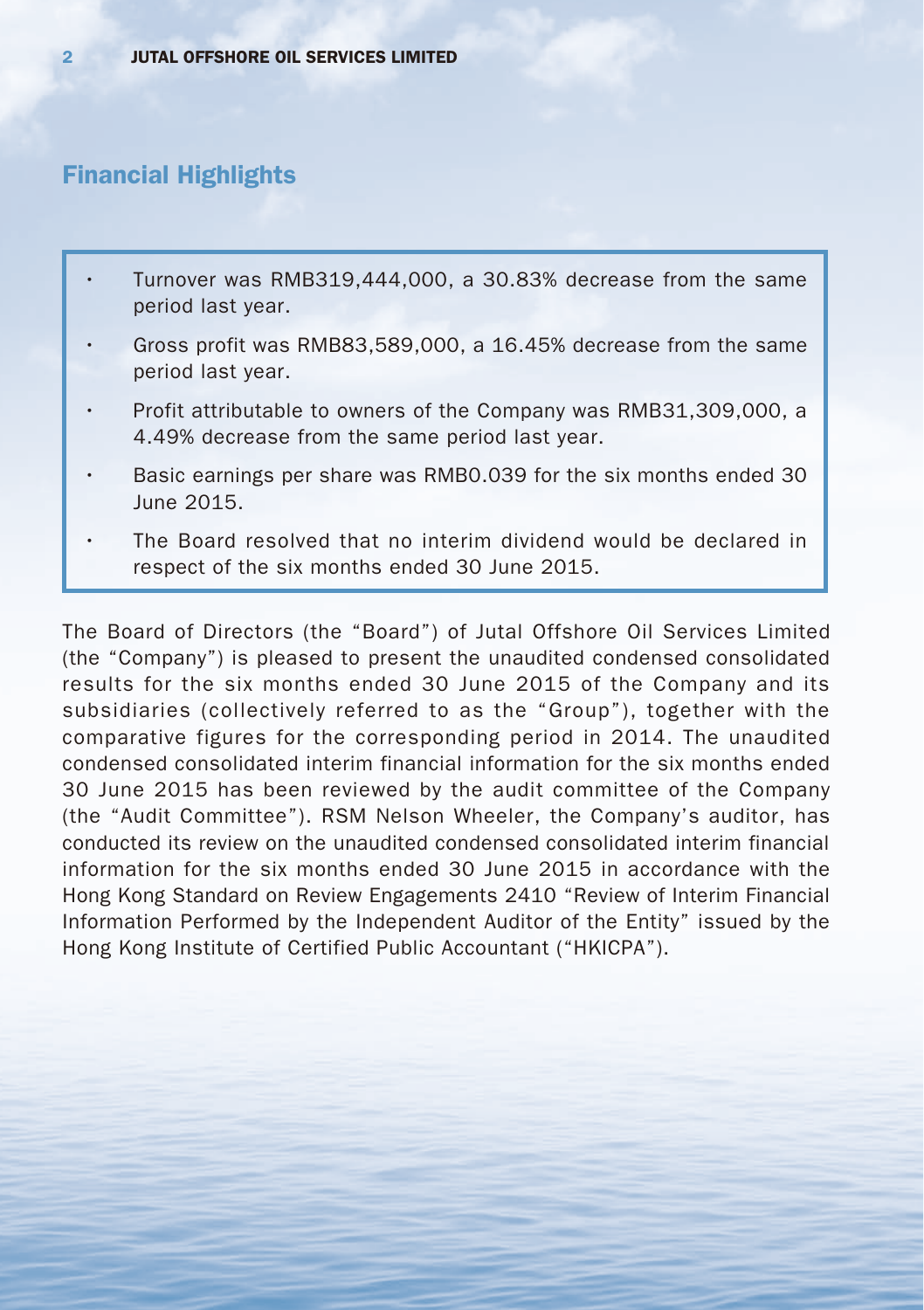## Financial Highlights

- Turnover was RMB319,444,000, a 30.83% decrease from the same period last year.
- Gross profit was RMB83,589,000, a 16.45% decrease from the same period last year.
- Profit attributable to owners of the Company was RMB31,309,000, a 4.49% decrease from the same period last year.
- Basic earnings per share was RMB0.039 for the six months ended 30 June 2015.
- The Board resolved that no interim dividend would be declared in respect of the six months ended 30 June 2015.

The Board of Directors (the "Board") of Jutal Offshore Oil Services Limited (the "Company") is pleased to present the unaudited condensed consolidated results for the six months ended 30 June 2015 of the Company and its subsidiaries (collectively referred to as the "Group"), together with the comparative figures for the corresponding period in 2014. The unaudited condensed consolidated interim financial information for the six months ended 30 June 2015 has been reviewed by the audit committee of the Company (the "Audit Committee"). RSM Nelson Wheeler, the Company's auditor, has conducted its review on the unaudited condensed consolidated interim financial information for the six months ended 30 June 2015 in accordance with the Hong Kong Standard on Review Engagements 2410 "Review of Interim Financial Information Performed by the Independent Auditor of the Entity" issued by the Hong Kong Institute of Certified Public Accountant ("HKICPA").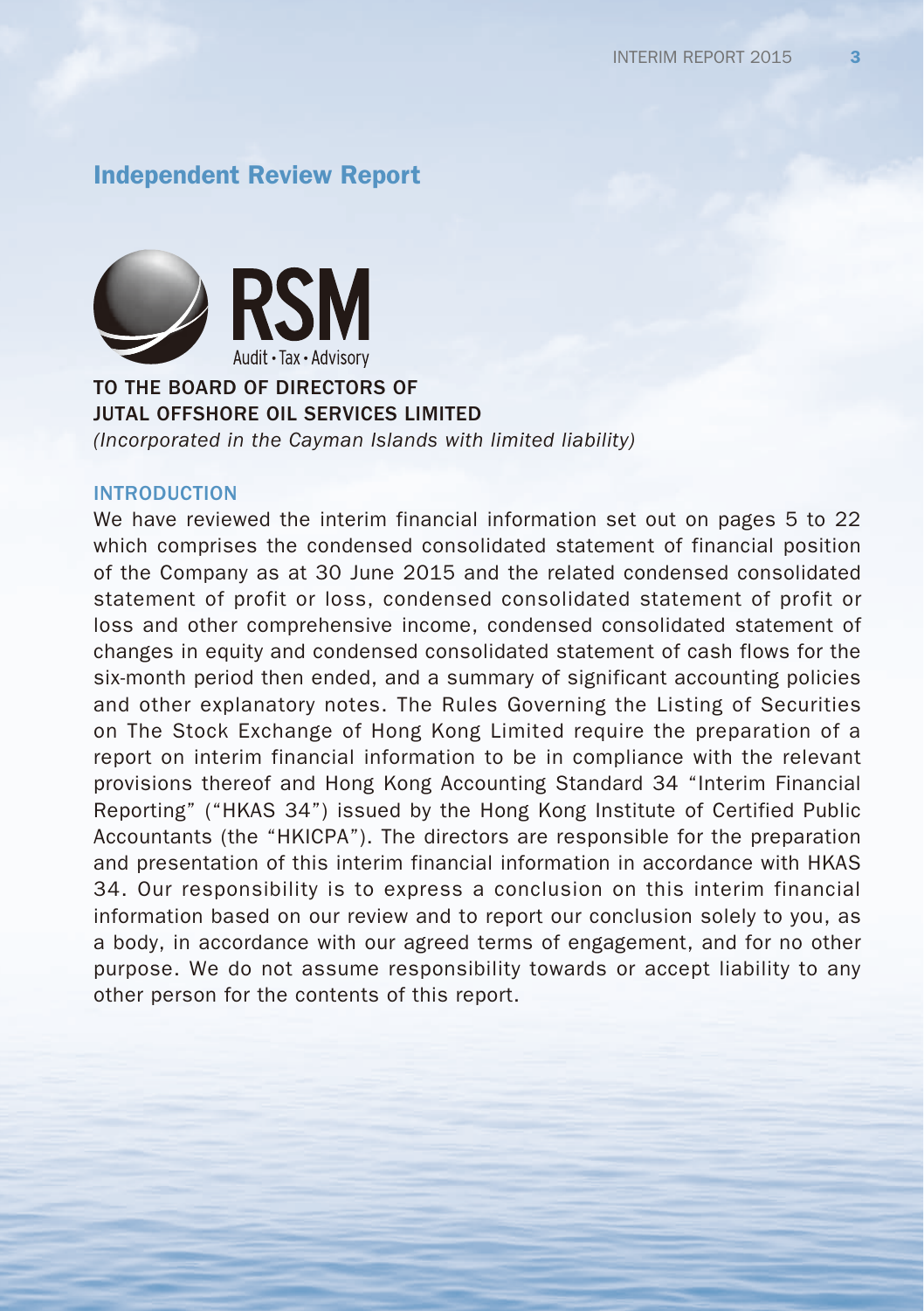# Independent Review Report

RSM
Audit • Tax • Advisory

**TO THE BOARD OF DIRECTORS OF**
**JUTAL OFFSHORE OIL SERVICES LIMITED**
*(Incorporated in the Cayman Islands with limited liability)*

## INTRODUCTION

We have reviewed the interim financial information set out on pages 5 to 22 which comprises the condensed consolidated statement of financial position of the Company as at 30 June 2015 and the related condensed consolidated statement of profit or loss, condensed consolidated statement of profit or loss and other comprehensive income, condensed consolidated statement of changes in equity and condensed consolidated statement of cash flows for the six-month period then ended, and a summary of significant accounting policies and other explanatory notes. The Rules Governing the Listing of Securities on The Stock Exchange of Hong Kong Limited require the preparation of a report on interim financial information to be in compliance with the relevant provisions thereof and Hong Kong Accounting Standard 34 "Interim Financial Reporting" ("HKAS 34") issued by the Hong Kong Institute of Certified Public Accountants (the "HKICPA"). The directors are responsible for the preparation and presentation of this interim financial information in accordance with HKAS 34. Our responsibility is to express a conclusion on this interim financial information based on our review and to report our conclusion solely to you, as a body, in accordance with our agreed terms of engagement, and for no other purpose. We do not assume responsibility towards or accept liability to any other person for the contents of this report.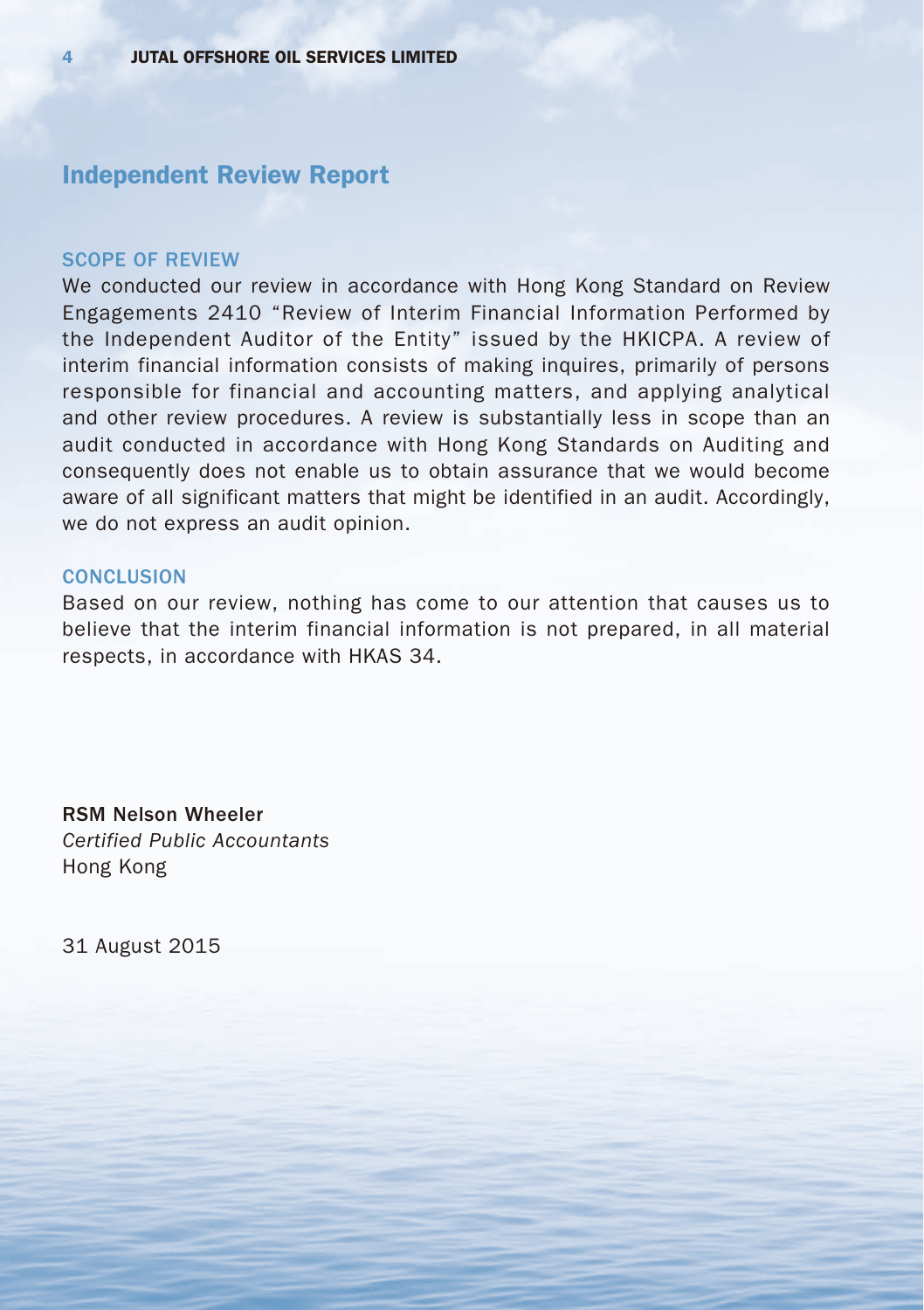## Independent Review Report

### SCOPE OF REVIEW

We conducted our review in accordance with Hong Kong Standard on Review Engagements 2410 "Review of Interim Financial Information Performed by the Independent Auditor of the Entity" issued by the HKICPA. A review of interim financial information consists of making inquires, primarily of persons responsible for financial and accounting matters, and applying analytical and other review procedures. A review is substantially less in scope than an audit conducted in accordance with Hong Kong Standards on Auditing and consequently does not enable us to obtain assurance that we would become aware of all significant matters that might be identified in an audit. Accordingly, we do not express an audit opinion.

### CONCLUSION

Based on our review, nothing has come to our attention that causes us to believe that the interim financial information is not prepared, in all material respects, in accordance with HKAS 34.

**RSM Nelson Wheeler**
*Certified Public Accountants*
Hong Kong

31 August 2015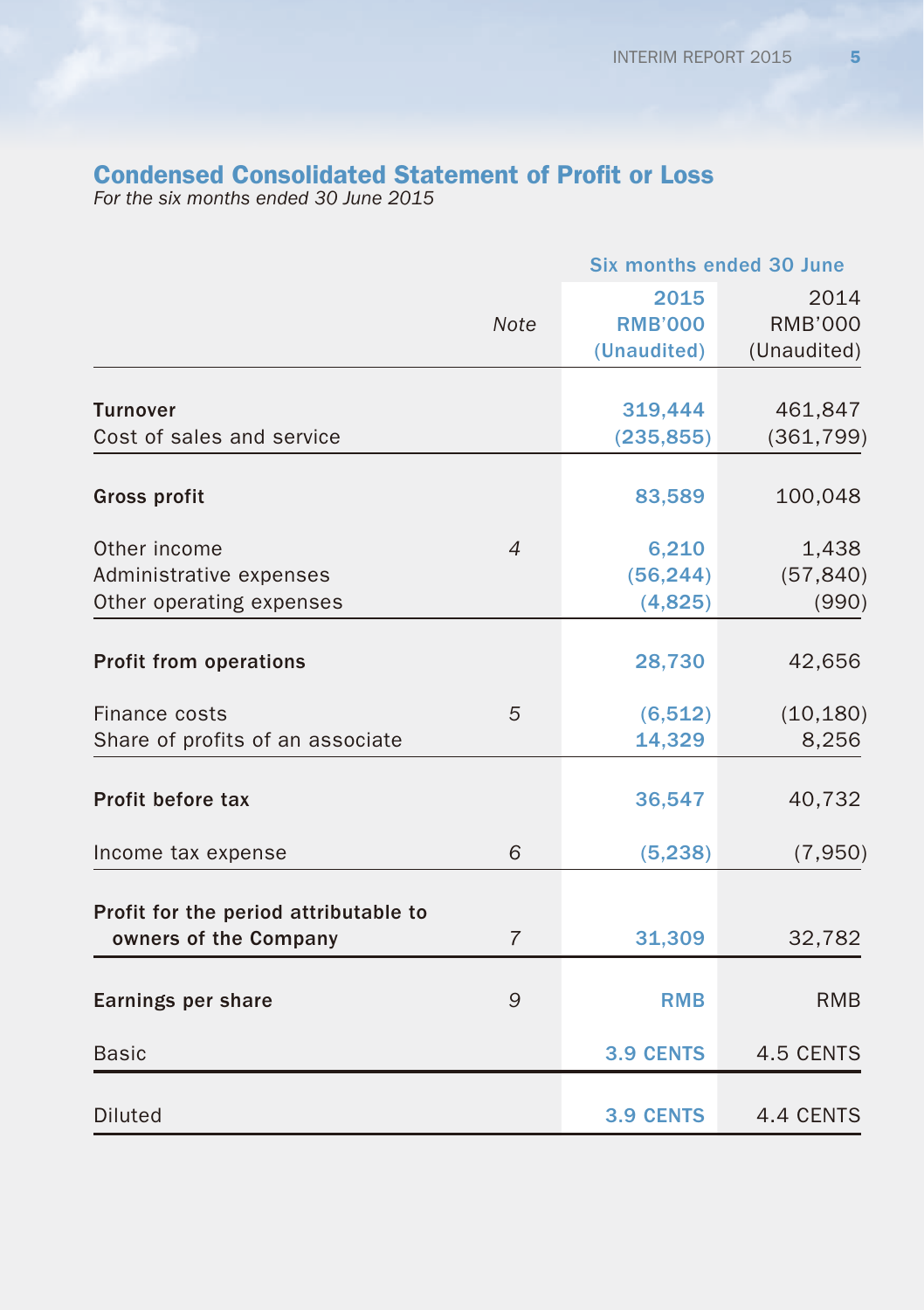## Condensed Consolidated Statement of Profit or Loss

*For the six months ended 30 June 2015*

| | *Note* | Six months ended 30 June 2015 RMB'000 (Unaudited) | 2014 RMB'000 (Unaudited) |
|---|---|---|---|
| **Turnover** | | 319,444 | 461,847 |
| Cost of sales and service | | (235,855) | (361,799) |
| **Gross profit** | | 83,589 | 100,048 |
| Other income | 4 | 6,210 | 1,438 |
| Administrative expenses | | (56,244) | (57,840) |
| Other operating expenses | | (4,825) | (990) |
| **Profit from operations** | | 28,730 | 42,656 |
| Finance costs | 5 | (6,512) | (10,180) |
| Share of profits of an associate | | 14,329 | 8,256 |
| **Profit before tax** | | 36,547 | 40,732 |
| Income tax expense | 6 | (5,238) | (7,950) |
| **Profit for the period attributable to owners of the Company** | 7 | 31,309 | 32,782 |
| **Earnings per share** | 9 | RMB | RMB |
| Basic | | 3.9 CENTS | 4.5 CENTS |
| Diluted | | 3.9 CENTS | 4.4 CENTS |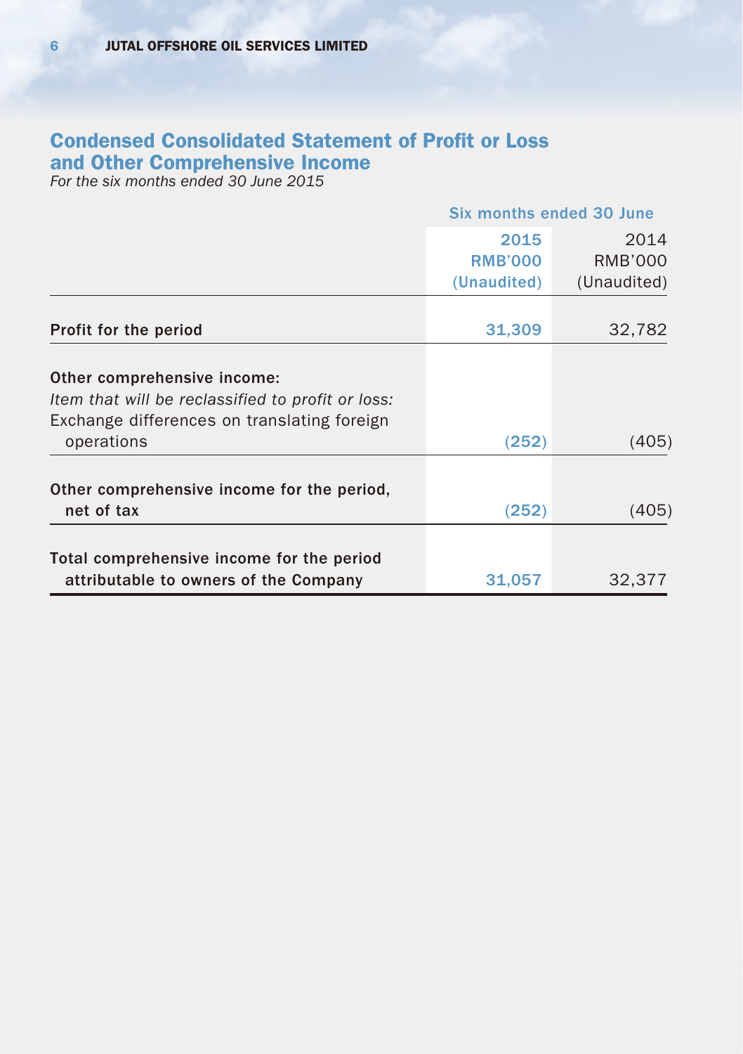## Condensed Consolidated Statement of Profit or Loss and Other Comprehensive Income

*For the six months ended 30 June 2015*

| | Six months ended 30 June | |
|---|---|---|
| | 2015<br>RMB'000<br>(Unaudited) | 2014<br>RMB'000<br>(Unaudited) |
| **Profit for the period** | 31,309 | 32,782 |
| **Other comprehensive income:** | | |
| *Item that will be reclassified to profit or loss:* | | |
| Exchange differences on translating foreign operations | (252) | (405) |
| **Other comprehensive income for the period, net of tax** | (252) | (405) |
| **Total comprehensive income for the period attributable to owners of the Company** | 31,057 | 32,377 |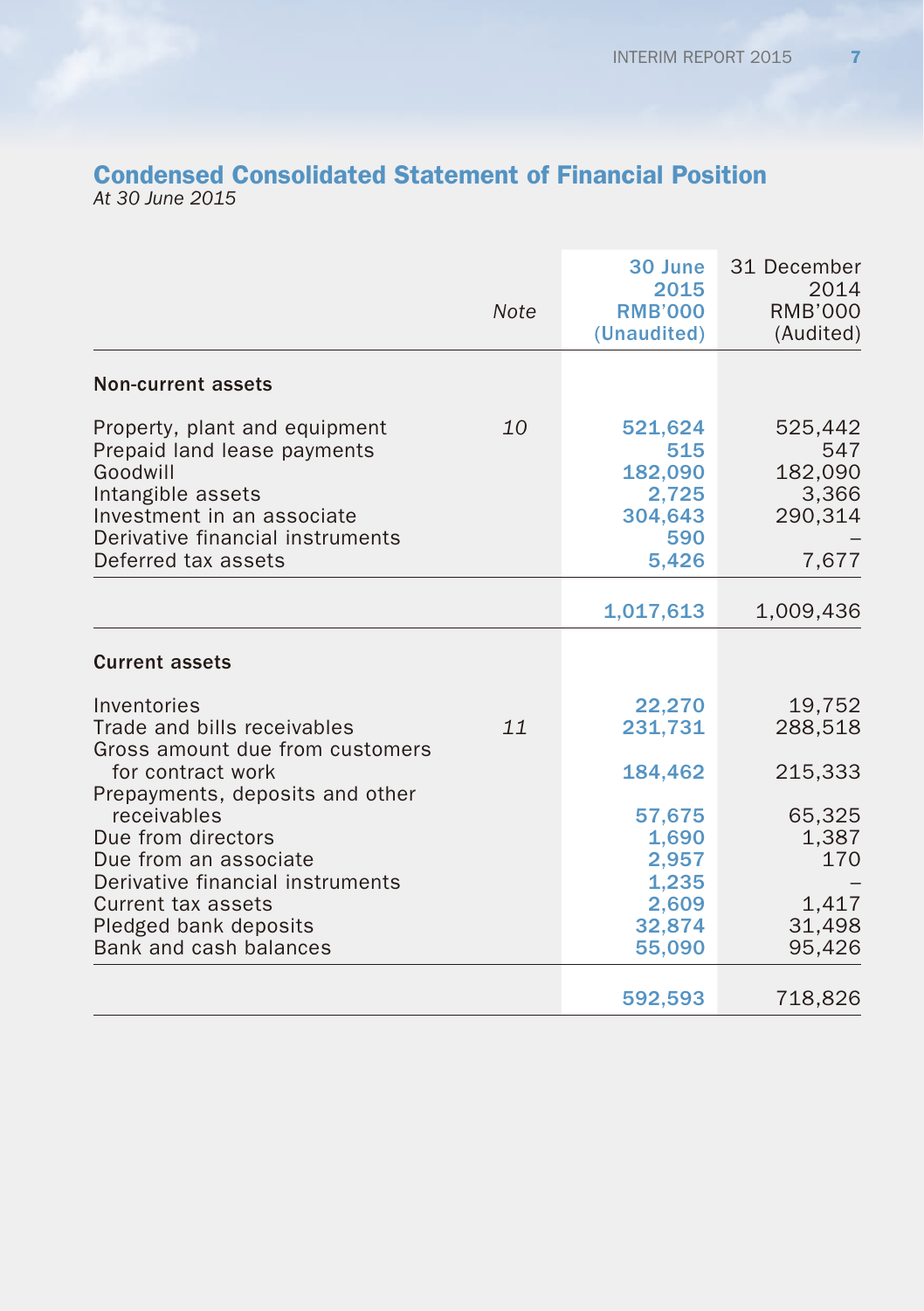## Condensed Consolidated Statement of Financial Position

*At 30 June 2015*

| | *Note* | 30 June 2015 RMB'000 (Unaudited) | 31 December 2014 RMB'000 (Audited) |
|---|---|---|---|
| **Non-current assets** | | | |
| Property, plant and equipment | *10* | 521,624 | 525,442 |
| Prepaid land lease payments | | 515 | 547 |
| Goodwill | | 182,090 | 182,090 |
| Intangible assets | | 2,725 | 3,366 |
| Investment in an associate | | 304,643 | 290,314 |
| Derivative financial instruments | | 590 | – |
| Deferred tax assets | | 5,426 | 7,677 |
| | | 1,017,613 | 1,009,436 |
| **Current assets** | | | |
| Inventories | | 22,270 | 19,752 |
| Trade and bills receivables | *11* | 231,731 | 288,518 |
| Gross amount due from customers for contract work | | 184,462 | 215,333 |
| Prepayments, deposits and other receivables | | 57,675 | 65,325 |
| Due from directors | | 1,690 | 1,387 |
| Due from an associate | | 2,957 | 170 |
| Derivative financial instruments | | 1,235 | – |
| Current tax assets | | 2,609 | 1,417 |
| Pledged bank deposits | | 32,874 | 31,498 |
| Bank and cash balances | | 55,090 | 95,426 |
| | | 592,593 | 718,826 |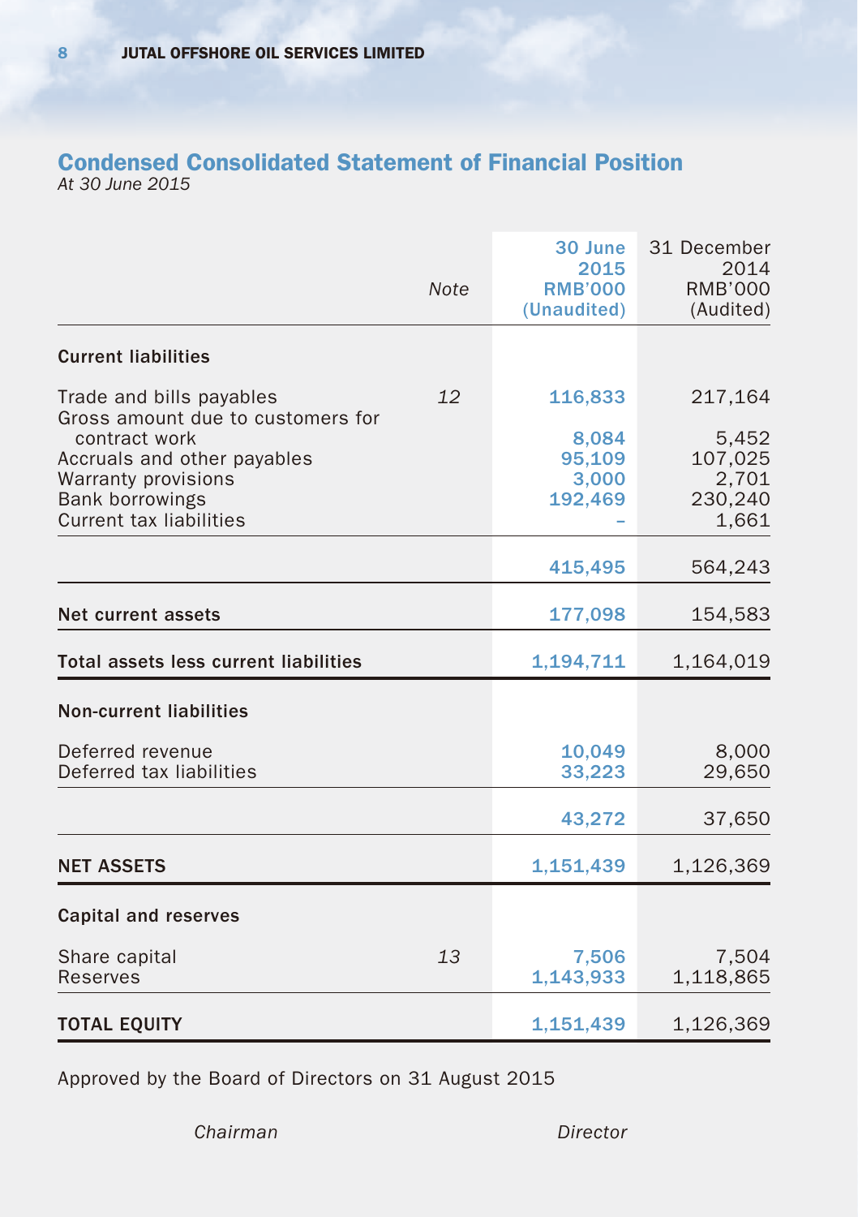## Condensed Consolidated Statement of Financial Position

*At 30 June 2015*

| | Note | 30 June 2015 RMB'000 (Unaudited) | 31 December 2014 RMB'000 (Audited) |
|---|---|---|---|
| **Current liabilities** | | | |
| Trade and bills payables | 12 | 116,833 | 217,164 |
| Gross amount due to customers for contract work | | 8,084 | 5,452 |
| Accruals and other payables | | 95,109 | 107,025 |
| Warranty provisions | | 3,000 | 2,701 |
| Bank borrowings | | 192,469 | 230,240 |
| Current tax liabilities | | – | 1,661 |
| | | 415,495 | 564,243 |
| **Net current assets** | | 177,098 | 154,583 |
| **Total assets less current liabilities** | | 1,194,711 | 1,164,019 |
| **Non-current liabilities** | | | |
| Deferred revenue | | 10,049 | 8,000 |
| Deferred tax liabilities | | 33,223 | 29,650 |
| | | 43,272 | 37,650 |
| **NET ASSETS** | | 1,151,439 | 1,126,369 |
| **Capital and reserves** | | | |
| Share capital | 13 | 7,506 | 7,504 |
| Reserves | | 1,143,933 | 1,118,865 |
| **TOTAL EQUITY** | | 1,151,439 | 1,126,369 |

Approved by the Board of Directors on 31 August 2015

*Chairman* *Director*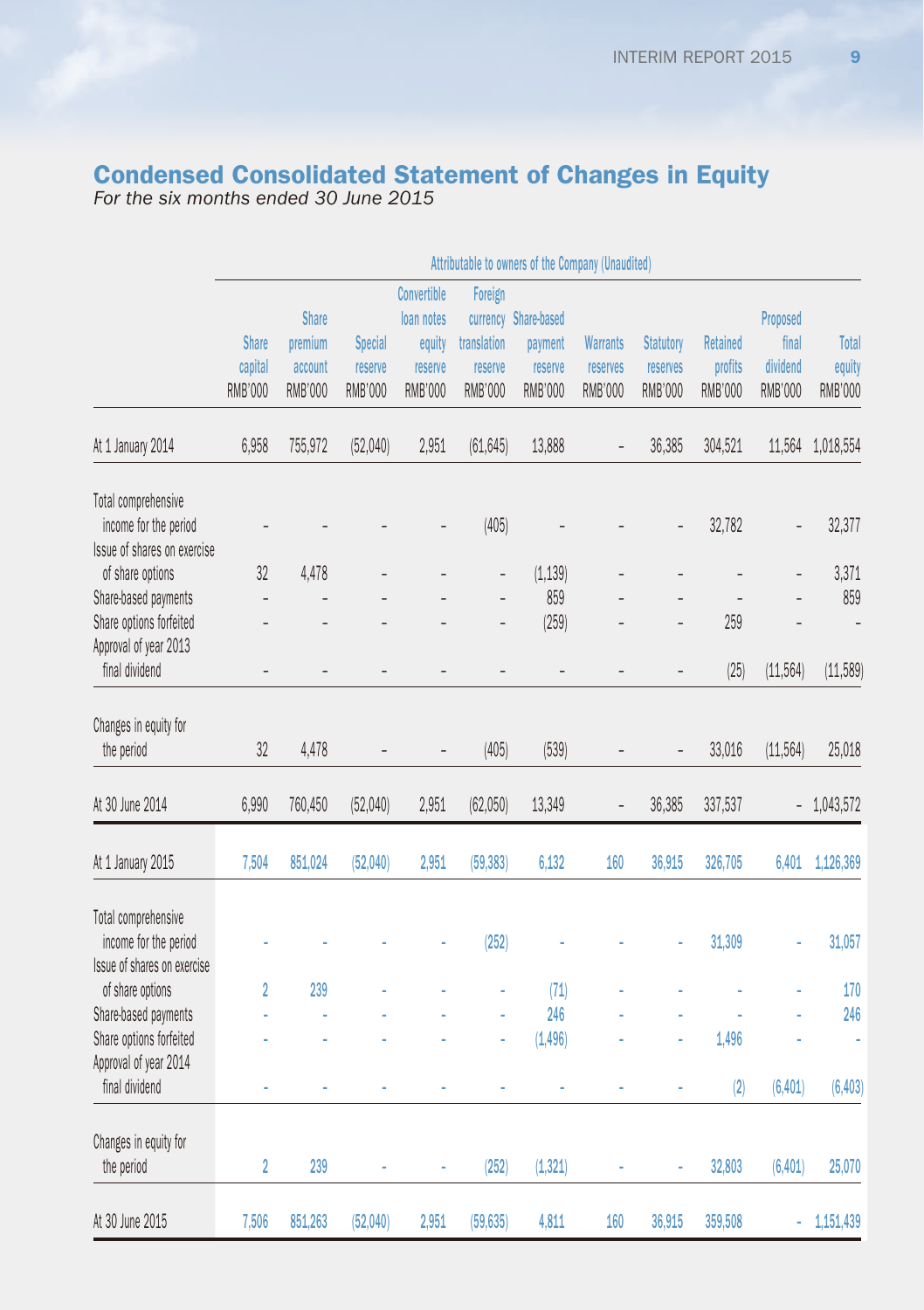# Condensed Consolidated Statement of Changes in Equity

*For the six months ended 30 June 2015*

| | Attributable to owners of the Company (Unaudited) | | | | | | | | | | |
|---|---|---|---|---|---|---|---|---|---|---|---|
| | Share capital RMB'000 | Share premium account RMB'000 | Special reserve RMB'000 | Convertible loan notes equity reserve RMB'000 | Foreign currency translation reserve RMB'000 | Share-based payment reserve RMB'000 | Warrants reserves RMB'000 | Statutory reserves RMB'000 | Retained profits RMB'000 | Proposed final dividend RMB'000 | Total equity RMB'000 |
| At 1 January 2014 | 6,958 | 755,972 | (52,040) | 2,951 | (61,645) | 13,888 | – | 36,385 | 304,521 | 11,564 | 1,018,554 |
| Total comprehensive income for the period | – | – | – | – | (405) | – | – | – | 32,782 | – | 32,377 |
| Issue of shares on exercise of share options | 32 | 4,478 | – | – | – | (1,139) | – | – | – | – | 3,371 |
| Share-based payments | – | – | – | – | – | 859 | – | – | – | – | 859 |
| Share options forfeited | – | – | – | – | – | (259) | – | – | 259 | – | – |
| Approval of year 2013 final dividend | – | – | – | – | – | – | – | – | (25) | (11,564) | (11,589) |
| Changes in equity for the period | 32 | 4,478 | – | – | (405) | (539) | – | – | 33,016 | (11,564) | 25,018 |
| At 30 June 2014 | 6,990 | 760,450 | (52,040) | 2,951 | (62,050) | 13,349 | – | 36,385 | 337,537 | – | 1,043,572 |
| At 1 January 2015 | 7,504 | 851,024 | (52,040) | 2,951 | (59,383) | 6,132 | 160 | 36,915 | 326,705 | 6,401 | 1,126,369 |
| Total comprehensive income for the period | - | - | - | - | (252) | - | - | - | 31,309 | - | 31,057 |
| Issue of shares on exercise of share options | 2 | 239 | - | - | - | (71) | - | - | - | - | 170 |
| Share-based payments | - | - | - | - | - | 246 | - | - | - | - | 246 |
| Share options forfeited | - | - | - | - | - | (1,496) | - | - | 1,496 | - | - |
| Approval of year 2014 final dividend | - | - | - | - | - | - | - | - | (2) | (6,401) | (6,403) |
| Changes in equity for the period | 2 | 239 | - | - | (252) | (1,321) | - | - | 32,803 | (6,401) | 25,070 |
| At 30 June 2015 | 7,506 | 851,263 | (52,040) | 2,951 | (59,635) | 4,811 | 160 | 36,915 | 359,508 | - | 1,151,439 |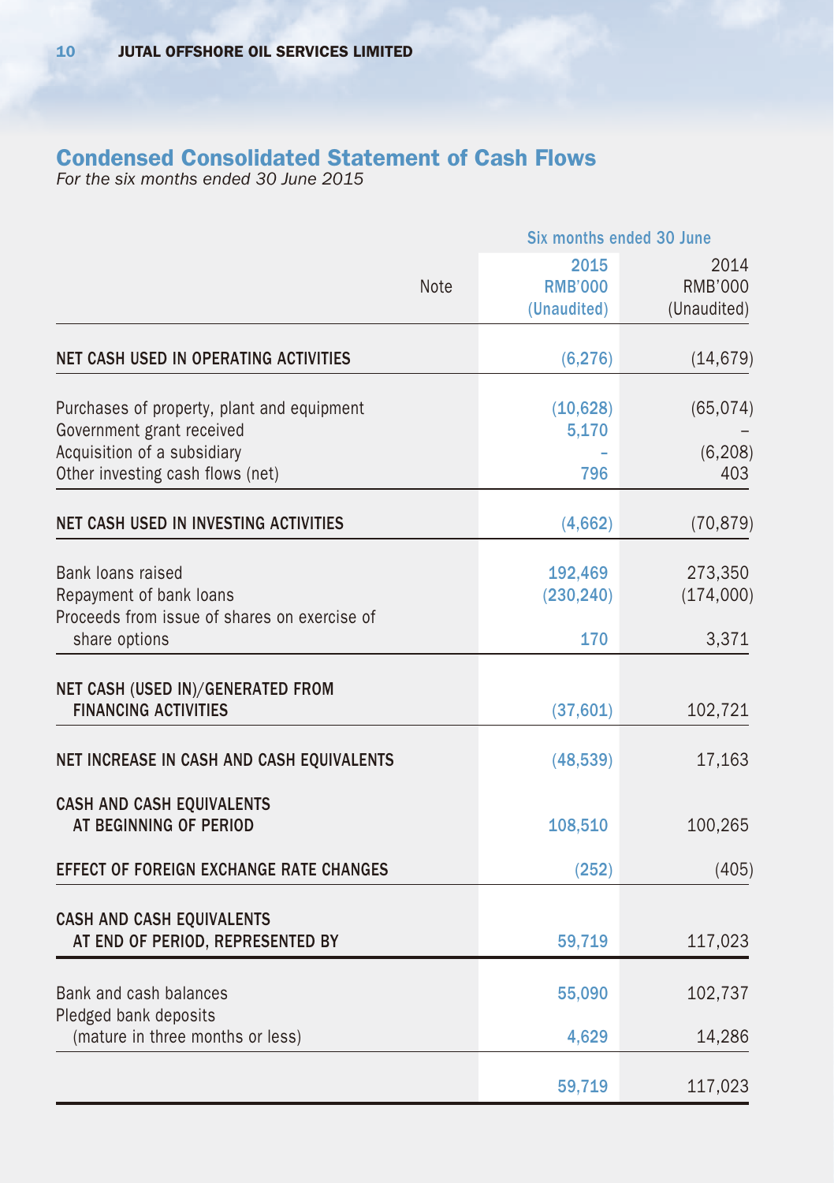## Condensed Consolidated Statement of Cash Flows

*For the six months ended 30 June 2015*

| | Note | Six months ended 30 June | |
|---|---|---|---|
| | | 2015 RMB'000 (Unaudited) | 2014 RMB'000 (Unaudited) |
| **NET CASH USED IN OPERATING ACTIVITIES** | | (6,276) | (14,679) |
| Purchases of property, plant and equipment | | (10,628) | (65,074) |
| Government grant received | | 5,170 | – |
| Acquisition of a subsidiary | | – | (6,208) |
| Other investing cash flows (net) | | 796 | 403 |
| **NET CASH USED IN INVESTING ACTIVITIES** | | (4,662) | (70,879) |
| Bank loans raised | | 192,469 | 273,350 |
| Repayment of bank loans | | (230,240) | (174,000) |
| Proceeds from issue of shares on exercise of share options | | 170 | 3,371 |
| **NET CASH (USED IN)/GENERATED FROM FINANCING ACTIVITIES** | | (37,601) | 102,721 |
| **NET INCREASE IN CASH AND CASH EQUIVALENTS** | | (48,539) | 17,163 |
| **CASH AND CASH EQUIVALENTS AT BEGINNING OF PERIOD** | | 108,510 | 100,265 |
| **EFFECT OF FOREIGN EXCHANGE RATE CHANGES** | | (252) | (405) |
| **CASH AND CASH EQUIVALENTS AT END OF PERIOD, REPRESENTED BY** | | 59,719 | 117,023 |
| Bank and cash balances | | 55,090 | 102,737 |
| Pledged bank deposits (mature in three months or less) | | 4,629 | 14,286 |
| | | 59,719 | 117,023 |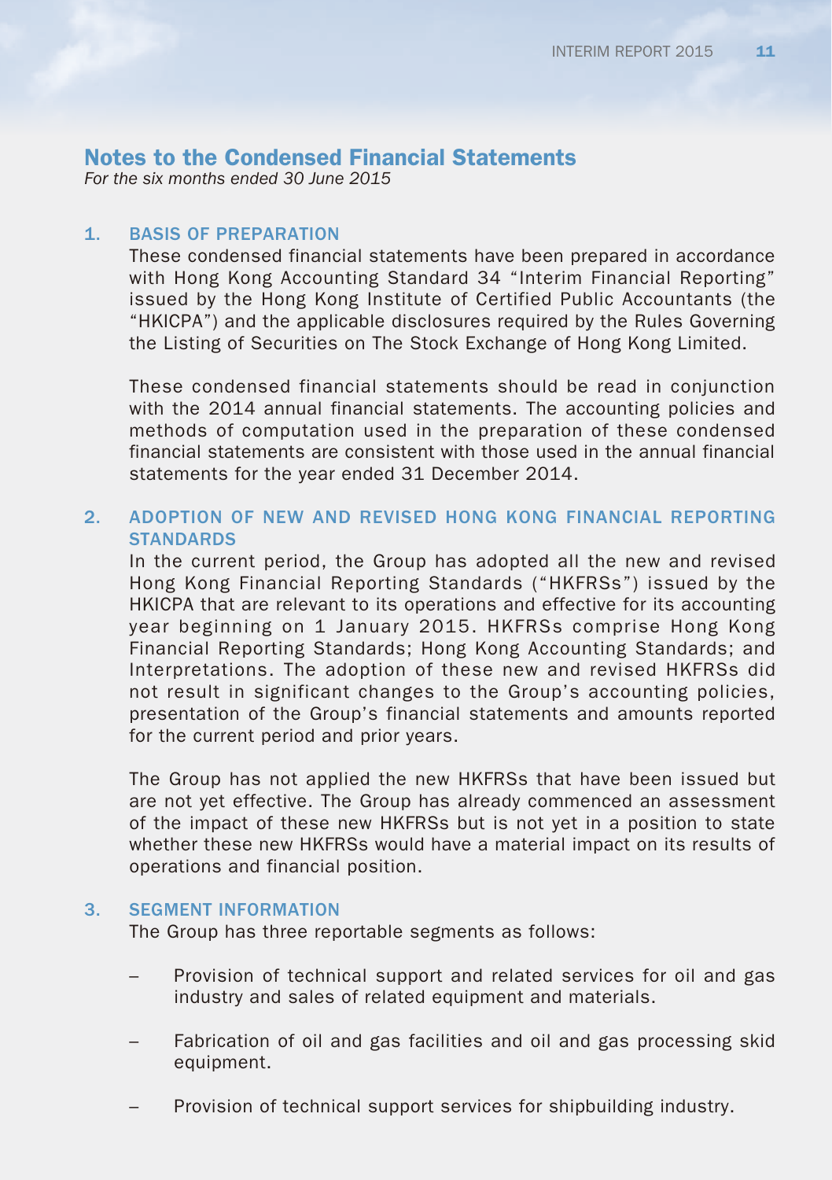# Notes to the Condensed Financial Statements

*For the six months ended 30 June 2015*

## 1. BASIS OF PREPARATION

These condensed financial statements have been prepared in accordance with Hong Kong Accounting Standard 34 "Interim Financial Reporting" issued by the Hong Kong Institute of Certified Public Accountants (the "HKICPA") and the applicable disclosures required by the Rules Governing the Listing of Securities on The Stock Exchange of Hong Kong Limited.

These condensed financial statements should be read in conjunction with the 2014 annual financial statements. The accounting policies and methods of computation used in the preparation of these condensed financial statements are consistent with those used in the annual financial statements for the year ended 31 December 2014.

## 2. ADOPTION OF NEW AND REVISED HONG KONG FINANCIAL REPORTING STANDARDS

In the current period, the Group has adopted all the new and revised Hong Kong Financial Reporting Standards ("HKFRSs") issued by the HKICPA that are relevant to its operations and effective for its accounting year beginning on 1 January 2015. HKFRSs comprise Hong Kong Financial Reporting Standards; Hong Kong Accounting Standards; and Interpretations. The adoption of these new and revised HKFRSs did not result in significant changes to the Group's accounting policies, presentation of the Group's financial statements and amounts reported for the current period and prior years.

The Group has not applied the new HKFRSs that have been issued but are not yet effective. The Group has already commenced an assessment of the impact of these new HKFRSs but is not yet in a position to state whether these new HKFRSs would have a material impact on its results of operations and financial position.

## 3. SEGMENT INFORMATION

The Group has three reportable segments as follows:

- Provision of technical support and related services for oil and gas industry and sales of related equipment and materials.
- Fabrication of oil and gas facilities and oil and gas processing skid equipment.
- Provision of technical support services for shipbuilding industry.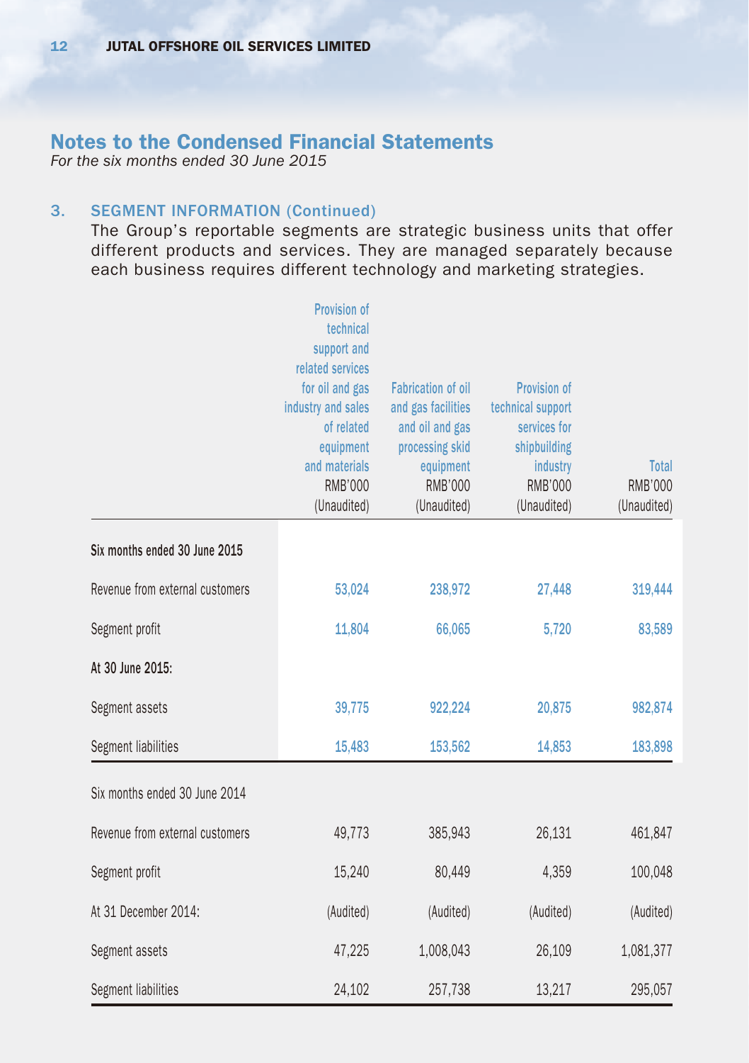## Notes to the Condensed Financial Statements

*For the six months ended 30 June 2015*

### 3. SEGMENT INFORMATION (Continued)

The Group's reportable segments are strategic business units that offer different products and services. They are managed separately because each business requires different technology and marketing strategies.

| | Provision of technical support and related services for oil and gas industry and sales of related equipment and materials RMB'000 (Unaudited) | Fabrication of oil and gas facilities and oil and gas processing skid equipment RMB'000 (Unaudited) | Provision of technical support services for shipbuilding industry RMB'000 (Unaudited) | Total RMB'000 (Unaudited) |
|---|---|---|---|---|
| **Six months ended 30 June 2015** | | | | |
| Revenue from external customers | **53,024** | **238,972** | **27,448** | **319,444** |
| Segment profit | **11,804** | **66,065** | **5,720** | **83,589** |
| **At 30 June 2015:** | | | | |
| Segment assets | **39,775** | **922,224** | **20,875** | **982,874** |
| Segment liabilities | **15,483** | **153,562** | **14,853** | **183,898** |
| Six months ended 30 June 2014 | | | | |
| Revenue from external customers | 49,773 | 385,943 | 26,131 | 461,847 |
| Segment profit | 15,240 | 80,449 | 4,359 | 100,048 |
| At 31 December 2014: | (Audited) | (Audited) | (Audited) | (Audited) |
| Segment assets | 47,225 | 1,008,043 | 26,109 | 1,081,377 |
| Segment liabilities | 24,102 | 257,738 | 13,217 | 295,057 |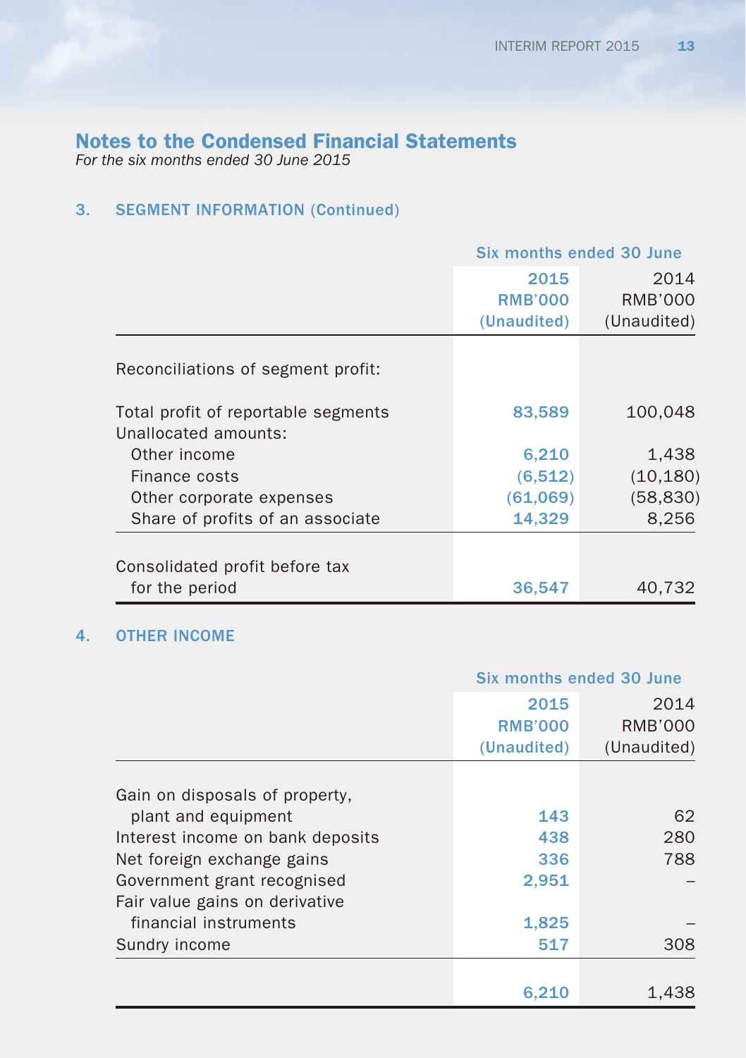## Notes to the Condensed Financial Statements

*For the six months ended 30 June 2015*

### 3. SEGMENT INFORMATION (Continued)

| | Six months ended 30 June | |
|---|---|---|
| | 2015 | 2014 |
| | RMB'000 | RMB'000 |
| | (Unaudited) | (Unaudited) |
| Reconciliations of segment profit: | | |
| Total profit of reportable segments | 83,589 | 100,048 |
| Unallocated amounts: | | |
| Other income | 6,210 | 1,438 |
| Finance costs | (6,512) | (10,180) |
| Other corporate expenses | (61,069) | (58,830) |
| Share of profits of an associate | 14,329 | 8,256 |
| Consolidated profit before tax for the period | 36,547 | 40,732 |

### 4. OTHER INCOME

| | Six months ended 30 June | |
|---|---|---|
| | 2015 | 2014 |
| | RMB'000 | RMB'000 |
| | (Unaudited) | (Unaudited) |
| Gain on disposals of property, plant and equipment | 143 | 62 |
| Interest income on bank deposits | 438 | 280 |
| Net foreign exchange gains | 336 | 788 |
| Government grant recognised | 2,951 | – |
| Fair value gains on derivative financial instruments | 1,825 | – |
| Sundry income | 517 | 308 |
| | 6,210 | 1,438 |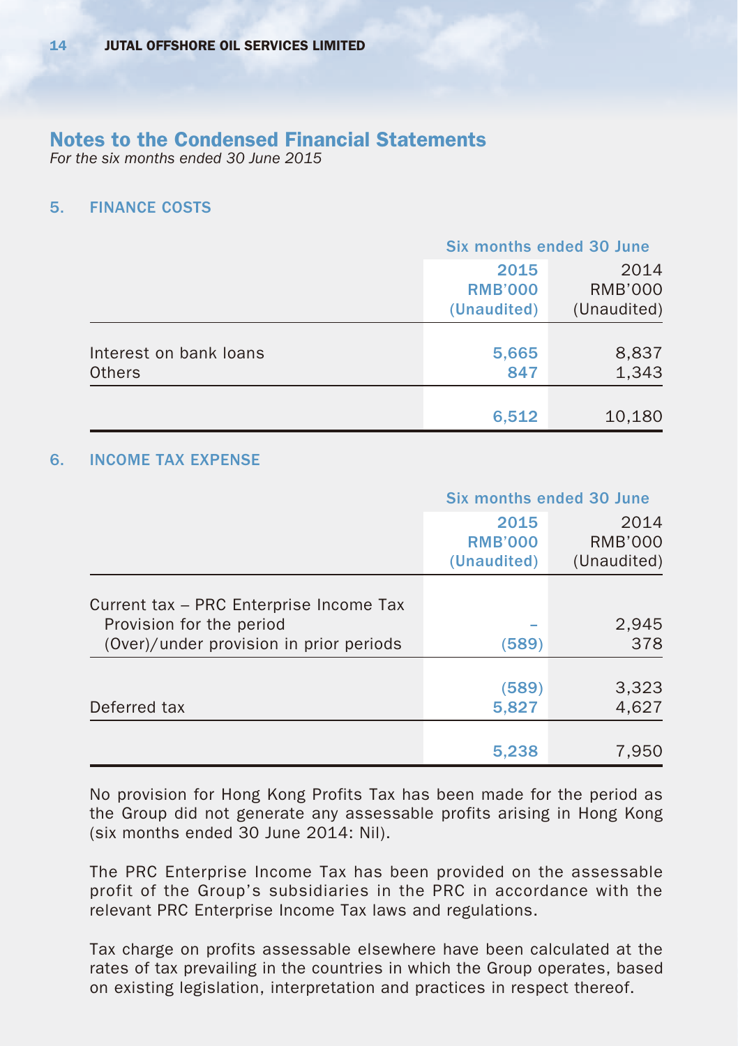## Notes to the Condensed Financial Statements

*For the six months ended 30 June 2015*

### 5. FINANCE COSTS

| | Six months ended 30 June | |
|---|---|---|
| | 2015<br>RMB'000<br>(Unaudited) | 2014<br>RMB'000<br>(Unaudited) |
| Interest on bank loans | 5,665 | 8,837 |
| Others | 847 | 1,343 |
| | 6,512 | 10,180 |

### 6. INCOME TAX EXPENSE

| | Six months ended 30 June | |
|---|---|---|
| | 2015<br>RMB'000<br>(Unaudited) | 2014<br>RMB'000<br>(Unaudited) |
| Current tax – PRC Enterprise Income Tax | | |
| Provision for the period | – | 2,945 |
| (Over)/under provision in prior periods | (589) | 378 |
| | (589) | 3,323 |
| Deferred tax | 5,827 | 4,627 |
| | 5,238 | 7,950 |

No provision for Hong Kong Profits Tax has been made for the period as the Group did not generate any assessable profits arising in Hong Kong (six months ended 30 June 2014: Nil).

The PRC Enterprise Income Tax has been provided on the assessable profit of the Group's subsidiaries in the PRC in accordance with the relevant PRC Enterprise Income Tax laws and regulations.

Tax charge on profits assessable elsewhere have been calculated at the rates of tax prevailing in the countries in which the Group operates, based on existing legislation, interpretation and practices in respect thereof.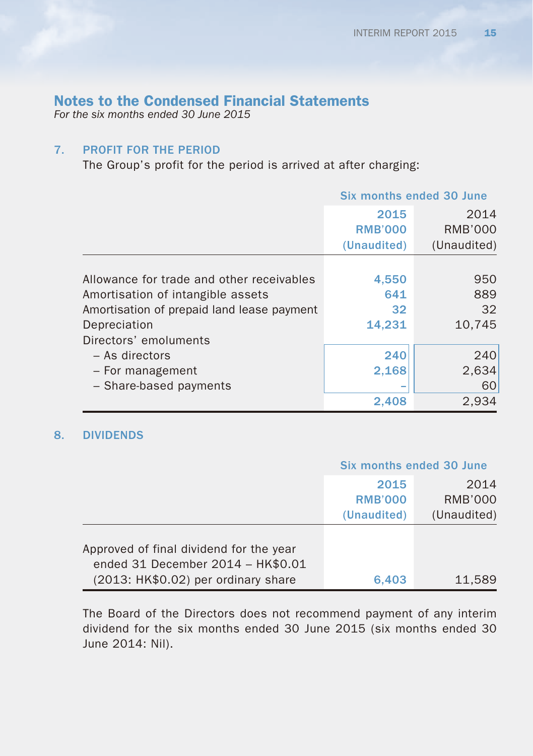## Notes to the Condensed Financial Statements

*For the six months ended 30 June 2015*

### 7. PROFIT FOR THE PERIOD

The Group's profit for the period is arrived at after charging:

| | Six months ended 30 June | |
|---|---|---|
| | **2015** | 2014 |
| | **RMB'000** | RMB'000 |
| | **(Unaudited)** | (Unaudited) |
| Allowance for trade and other receivables | **4,550** | 950 |
| Amortisation of intangible assets | **641** | 889 |
| Amortisation of prepaid land lease payment | **32** | 32 |
| Depreciation | **14,231** | 10,745 |
| Directors' emoluments | | |
| – As directors | **240** | 240 |
| – For management | **2,168** | 2,634 |
| – Share-based payments | **–** | 60 |
| | **2,408** | 2,934 |

### 8. DIVIDENDS

| | Six months ended 30 June | |
|---|---|---|
| | **2015** | 2014 |
| | **RMB'000** | RMB'000 |
| | **(Unaudited)** | (Unaudited) |
| Approved of final dividend for the year ended 31 December 2014 – HK$0.01 (2013: HK$0.02) per ordinary share | **6,403** | 11,589 |

The Board of the Directors does not recommend payment of any interim dividend for the six months ended 30 June 2015 (six months ended 30 June 2014: Nil).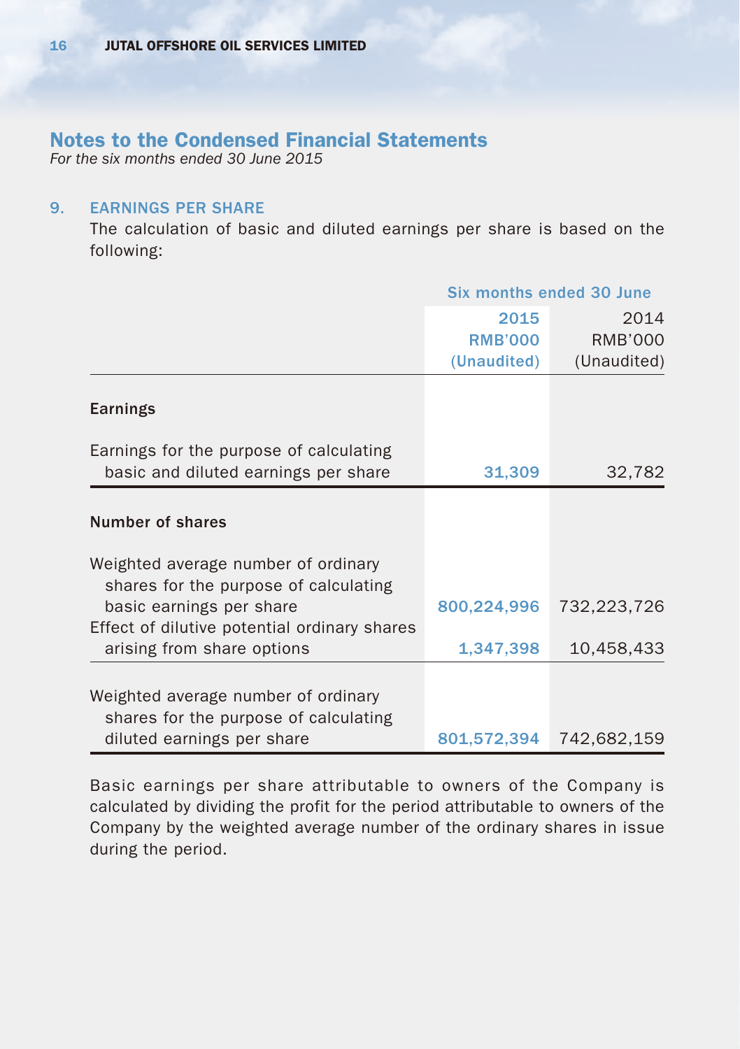## Notes to the Condensed Financial Statements

*For the six months ended 30 June 2015*

### 9. EARNINGS PER SHARE

The calculation of basic and diluted earnings per share is based on the following:

| | Six months ended 30 June | |
|---|---|---|
| | 2015<br>RMB'000<br>(Unaudited) | 2014<br>RMB'000<br>(Unaudited) |
| **Earnings** | | |
| Earnings for the purpose of calculating basic and diluted earnings per share | 31,309 | 32,782 |
| **Number of shares** | | |
| Weighted average number of ordinary shares for the purpose of calculating basic earnings per share | 800,224,996 | 732,223,726 |
| Effect of dilutive potential ordinary shares arising from share options | 1,347,398 | 10,458,433 |
| Weighted average number of ordinary shares for the purpose of calculating diluted earnings per share | 801,572,394 | 742,682,159 |

Basic earnings per share attributable to owners of the Company is calculated by dividing the profit for the period attributable to owners of the Company by the weighted average number of the ordinary shares in issue during the period.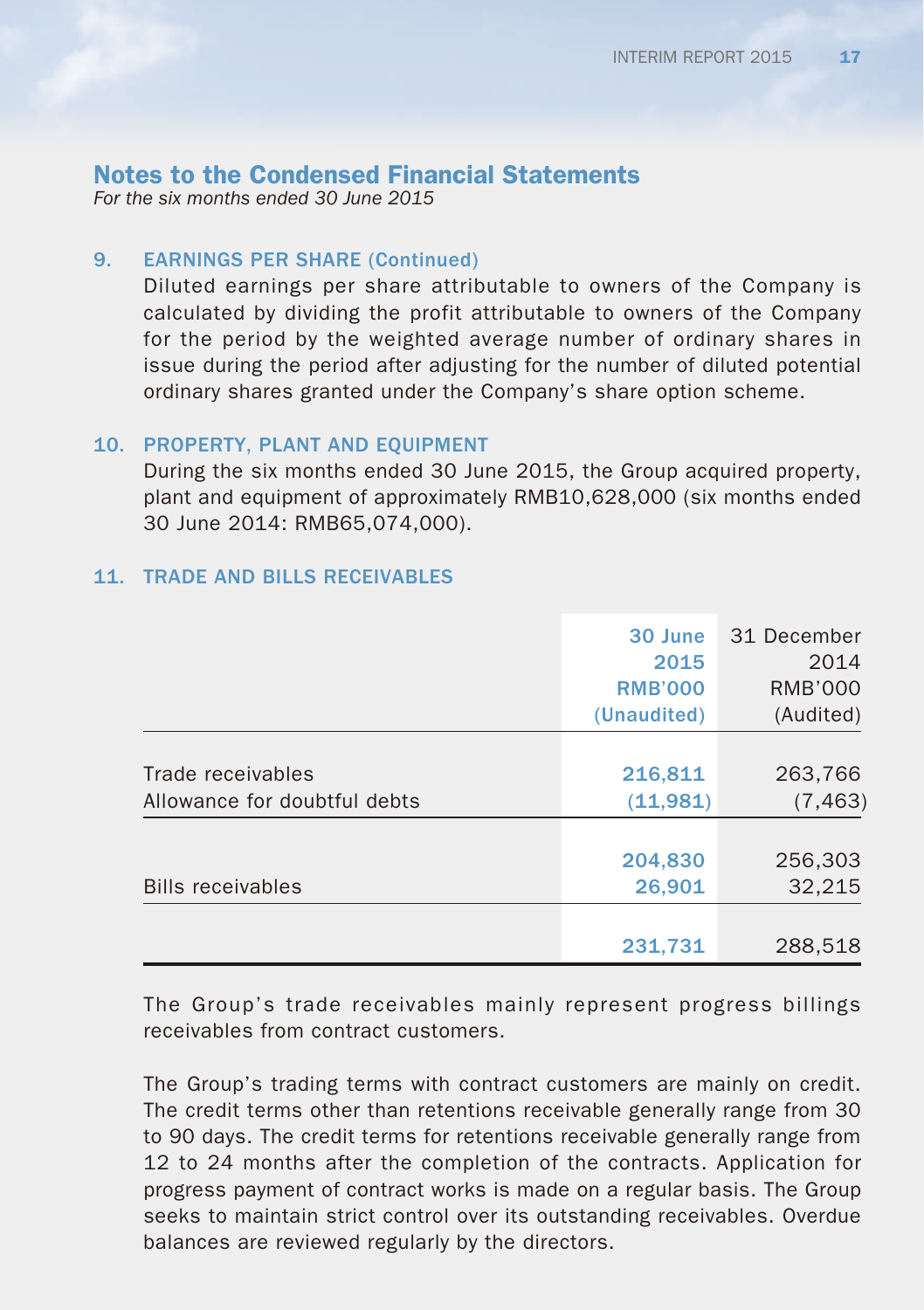## Notes to the Condensed Financial Statements

*For the six months ended 30 June 2015*

### 9. EARNINGS PER SHARE (Continued)

Diluted earnings per share attributable to owners of the Company is calculated by dividing the profit attributable to owners of the Company for the period by the weighted average number of ordinary shares in issue during the period after adjusting for the number of diluted potential ordinary shares granted under the Company's share option scheme.

### 10. PROPERTY, PLANT AND EQUIPMENT

During the six months ended 30 June 2015, the Group acquired property, plant and equipment of approximately RMB10,628,000 (six months ended 30 June 2014: RMB65,074,000).

### 11. TRADE AND BILLS RECEIVABLES

| | 30 June 2015 RMB'000 (Unaudited) | 31 December 2014 RMB'000 (Audited) |
|---|---|---|
| Trade receivables | 216,811 | 263,766 |
| Allowance for doubtful debts | (11,981) | (7,463) |
| | 204,830 | 256,303 |
| Bills receivables | 26,901 | 32,215 |
| | 231,731 | 288,518 |

The Group's trade receivables mainly represent progress billings receivables from contract customers.

The Group's trading terms with contract customers are mainly on credit. The credit terms other than retentions receivable generally range from 30 to 90 days. The credit terms for retentions receivable generally range from 12 to 24 months after the completion of the contracts. Application for progress payment of contract works is made on a regular basis. The Group seeks to maintain strict control over its outstanding receivables. Overdue balances are reviewed regularly by the directors.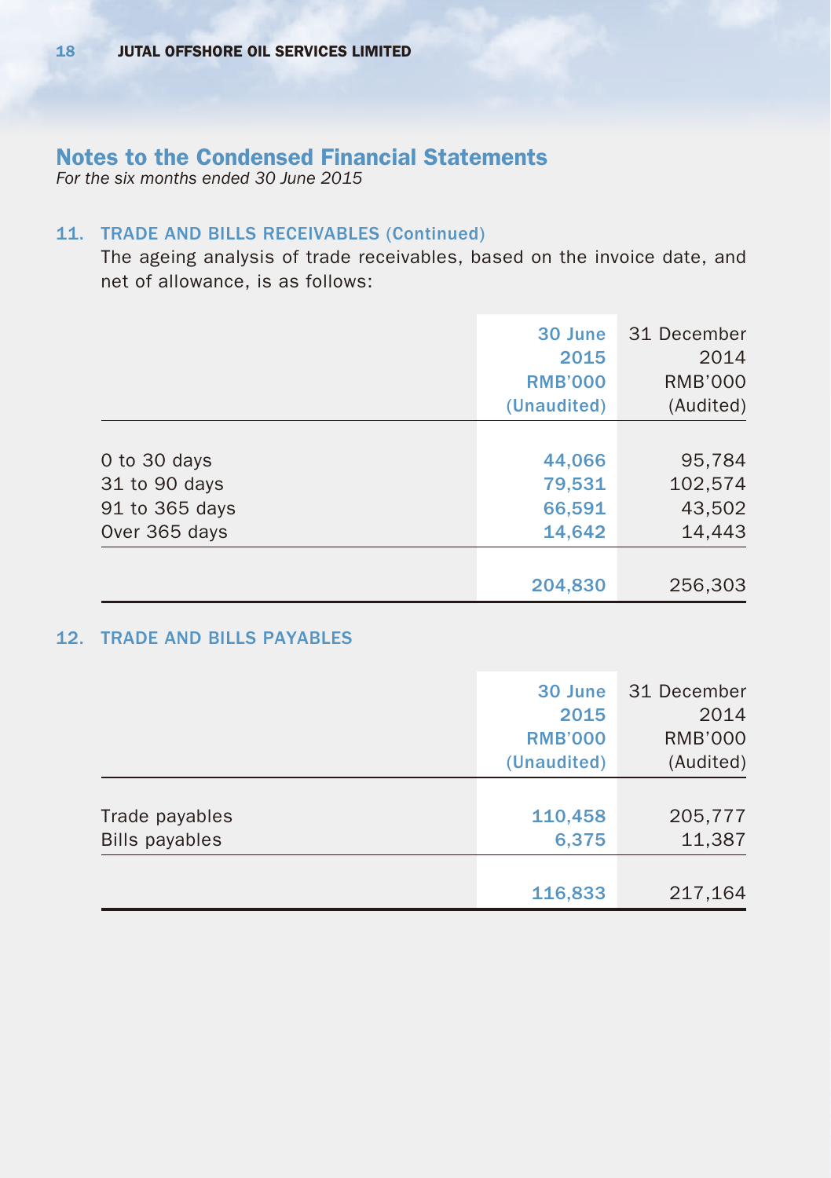## Notes to the Condensed Financial Statements

*For the six months ended 30 June 2015*

### 11. TRADE AND BILLS RECEIVABLES (Continued)

The ageing analysis of trade receivables, based on the invoice date, and net of allowance, is as follows:

| | 30 June 2015 RMB'000 (Unaudited) | 31 December 2014 RMB'000 (Audited) |
|---|---|---|
| 0 to 30 days | 44,066 | 95,784 |
| 31 to 90 days | 79,531 | 102,574 |
| 91 to 365 days | 66,591 | 43,502 |
| Over 365 days | 14,642 | 14,443 |
| | 204,830 | 256,303 |

### 12. TRADE AND BILLS PAYABLES

| | 30 June 2015 RMB'000 (Unaudited) | 31 December 2014 RMB'000 (Audited) |
|---|---|---|
| Trade payables | 110,458 | 205,777 |
| Bills payables | 6,375 | 11,387 |
| | 116,833 | 217,164 |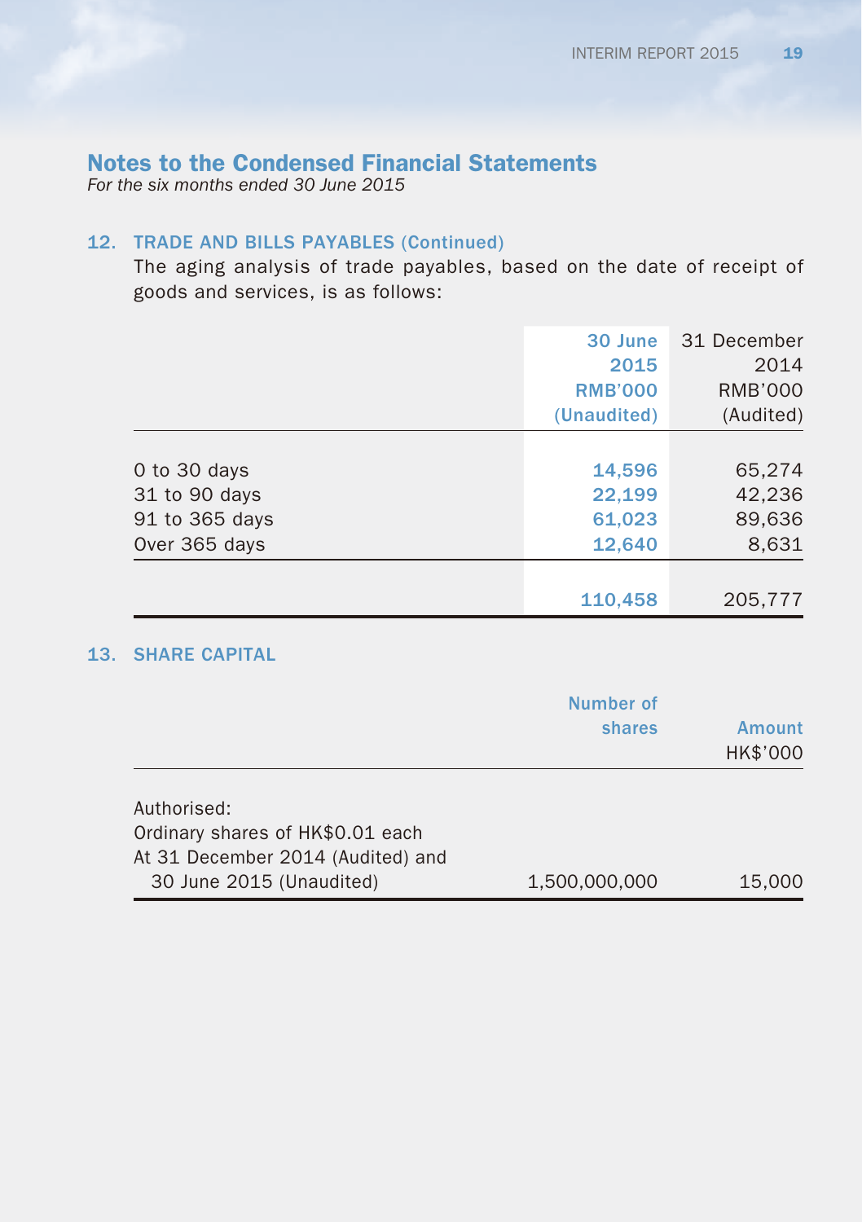## Notes to the Condensed Financial Statements

*For the six months ended 30 June 2015*

### 12. TRADE AND BILLS PAYABLES (Continued)

The aging analysis of trade payables, based on the date of receipt of goods and services, is as follows:

| | 30 June 2015 RMB'000 (Unaudited) | 31 December 2014 RMB'000 (Audited) |
|---|---|---|
| 0 to 30 days | 14,596 | 65,274 |
| 31 to 90 days | 22,199 | 42,236 |
| 91 to 365 days | 61,023 | 89,636 |
| Over 365 days | 12,640 | 8,631 |
| | 110,458 | 205,777 |

### 13. SHARE CAPITAL

| | Number of shares | Amount HK$'000 |
|---|---|---|
| Authorised: | | |
| Ordinary shares of HK$0.01 each | | |
| At 31 December 2014 (Audited) and 30 June 2015 (Unaudited) | 1,500,000,000 | 15,000 |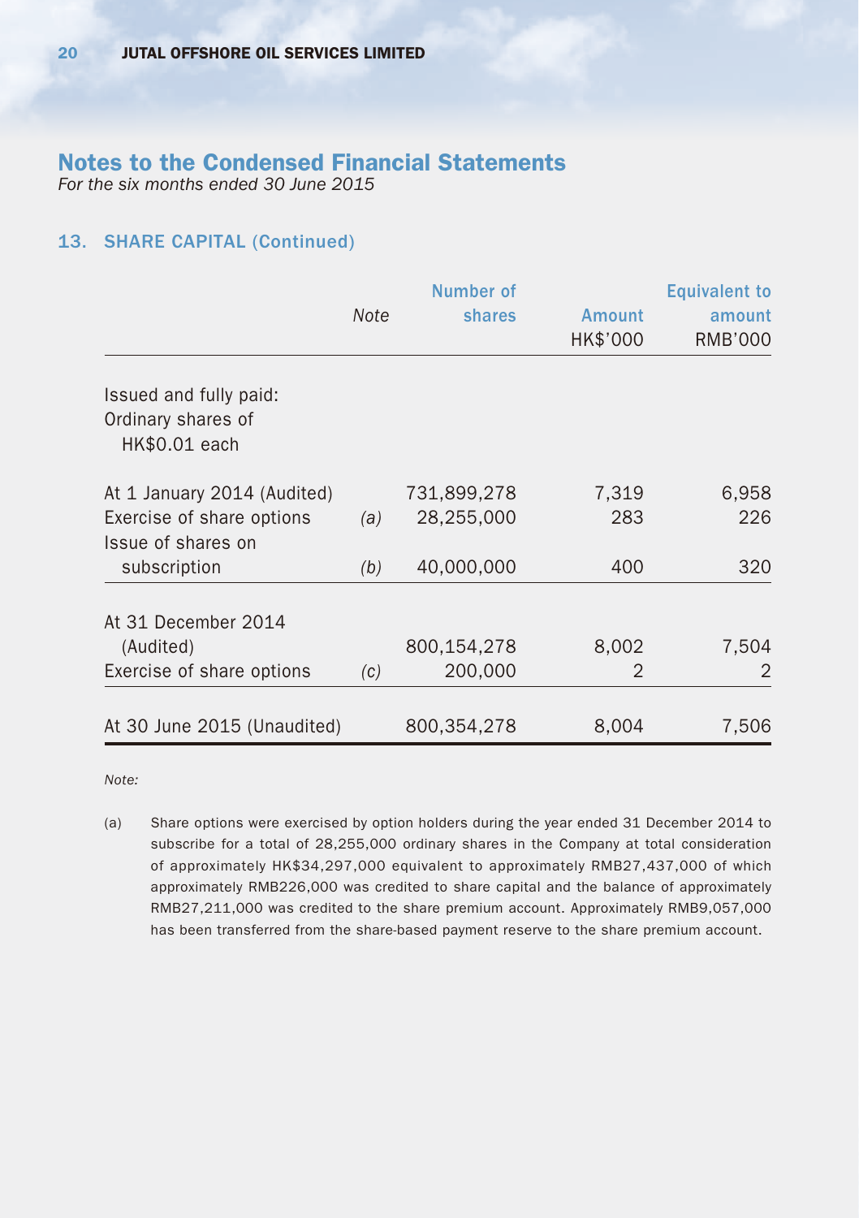## Notes to the Condensed Financial Statements

*For the six months ended 30 June 2015*

### 13. SHARE CAPITAL (Continued)

| | *Note* | Number of shares | Amount HK$'000 | Equivalent to amount RMB'000 |
|---|---|---|---|---|
| Issued and fully paid: Ordinary shares of HK$0.01 each | | | | |
| At 1 January 2014 (Audited) | | 731,899,278 | 7,319 | 6,958 |
| Exercise of share options | *(a)* | 28,255,000 | 283 | 226 |
| Issue of shares on subscription | *(b)* | 40,000,000 | 400 | 320 |
| At 31 December 2014 (Audited) | | 800,154,278 | 8,002 | 7,504 |
| Exercise of share options | *(c)* | 200,000 | 2 | 2 |
| At 30 June 2015 (Unaudited) | | 800,354,278 | 8,004 | 7,506 |

*Note:*

(a) Share options were exercised by option holders during the year ended 31 December 2014 to subscribe for a total of 28,255,000 ordinary shares in the Company at total consideration of approximately HK$34,297,000 equivalent to approximately RMB27,437,000 of which approximately RMB226,000 was credited to share capital and the balance of approximately RMB27,211,000 was credited to the share premium account. Approximately RMB9,057,000 has been transferred from the share-based payment reserve to the share premium account.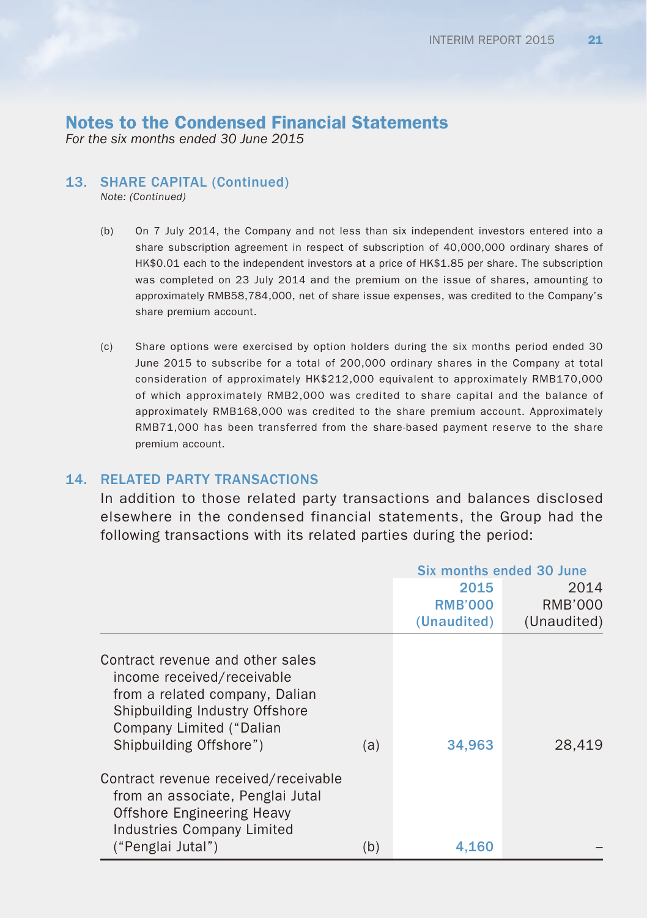## Notes to the Condensed Financial Statements

*For the six months ended 30 June 2015*

### 13. SHARE CAPITAL (Continued)

*Note: (Continued)*

(b) On 7 July 2014, the Company and not less than six independent investors entered into a share subscription agreement in respect of subscription of 40,000,000 ordinary shares of HK$0.01 each to the independent investors at a price of HK$1.85 per share. The subscription was completed on 23 July 2014 and the premium on the issue of shares, amounting to approximately RMB58,784,000, net of share issue expenses, was credited to the Company's share premium account.

(c) Share options were exercised by option holders during the six months period ended 30 June 2015 to subscribe for a total of 200,000 ordinary shares in the Company at total consideration of approximately HK$212,000 equivalent to approximately RMB170,000 of which approximately RMB2,000 was credited to share capital and the balance of approximately RMB168,000 was credited to the share premium account. Approximately RMB71,000 has been transferred from the share-based payment reserve to the share premium account.

### 14. RELATED PARTY TRANSACTIONS

In addition to those related party transactions and balances disclosed elsewhere in the condensed financial statements, the Group had the following transactions with its related parties during the period:

| | | Six months ended 30 June | |
|---|---|---|---|
| | | 2015 | 2014 |
| | | RMB'000 | RMB'000 |
| | | (Unaudited) | (Unaudited) |
| Contract revenue and other sales income received/receivable from a related company, Dalian Shipbuilding Industry Offshore Company Limited ("Dalian Shipbuilding Offshore") | (a) | 34,963 | 28,419 |
| Contract revenue received/receivable from an associate, Penglai Jutal Offshore Engineering Heavy Industries Company Limited ("Penglai Jutal") | (b) | 4,160 | – |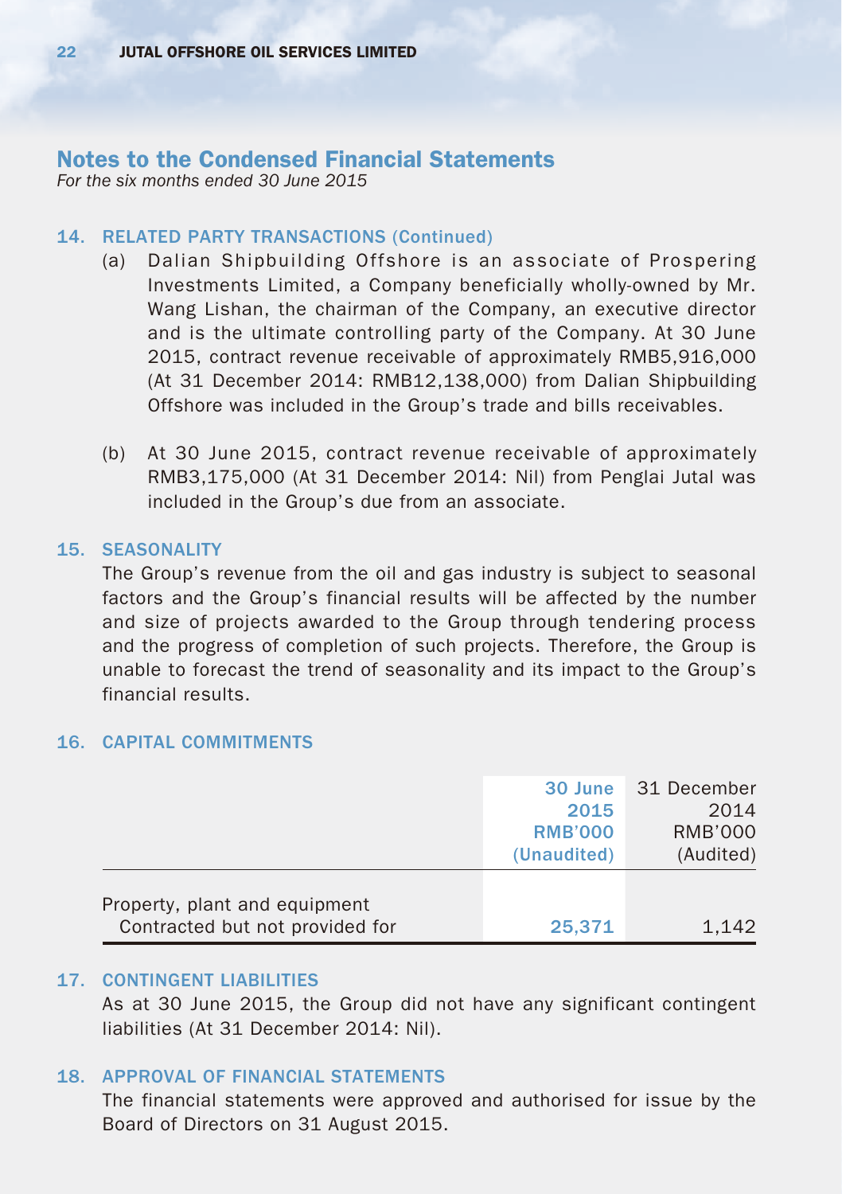## Notes to the Condensed Financial Statements

*For the six months ended 30 June 2015*

### 14. RELATED PARTY TRANSACTIONS (Continued)

(a) Dalian Shipbuilding Offshore is an associate of Prospering Investments Limited, a Company beneficially wholly-owned by Mr. Wang Lishan, the chairman of the Company, an executive director and is the ultimate controlling party of the Company. At 30 June 2015, contract revenue receivable of approximately RMB5,916,000 (At 31 December 2014: RMB12,138,000) from Dalian Shipbuilding Offshore was included in the Group's trade and bills receivables.

(b) At 30 June 2015, contract revenue receivable of approximately RMB3,175,000 (At 31 December 2014: Nil) from Penglai Jutal was included in the Group's due from an associate.

### 15. SEASONALITY

The Group's revenue from the oil and gas industry is subject to seasonal factors and the Group's financial results will be affected by the number and size of projects awarded to the Group through tendering process and the progress of completion of such projects. Therefore, the Group is unable to forecast the trend of seasonality and its impact to the Group's financial results.

### 16. CAPITAL COMMITMENTS

| | 30 June 2015 RMB'000 (Unaudited) | 31 December 2014 RMB'000 (Audited) |
|---|---|---|
| Property, plant and equipment | | |
| Contracted but not provided for | 25,371 | 1,142 |

### 17. CONTINGENT LIABILITIES

As at 30 June 2015, the Group did not have any significant contingent liabilities (At 31 December 2014: Nil).

### 18. APPROVAL OF FINANCIAL STATEMENTS

The financial statements were approved and authorised for issue by the Board of Directors on 31 August 2015.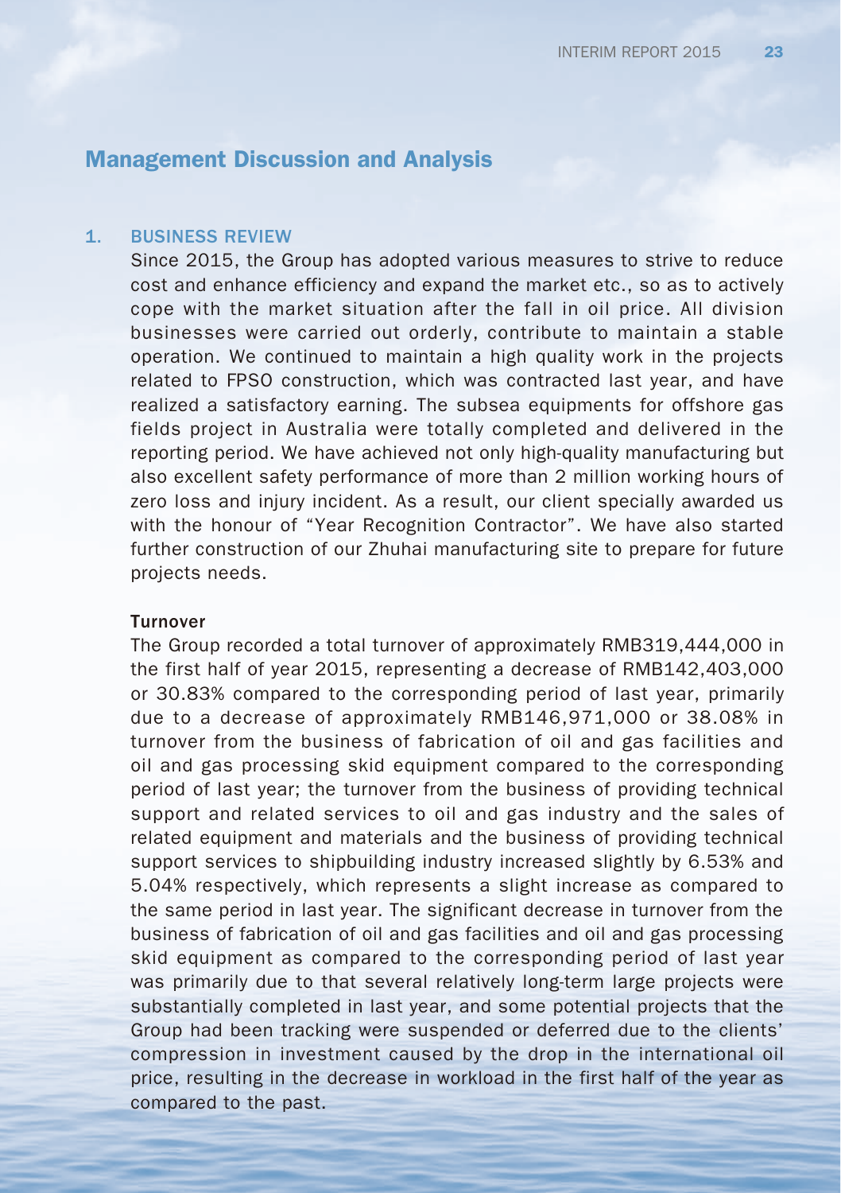# Management Discussion and Analysis

## 1. BUSINESS REVIEW

Since 2015, the Group has adopted various measures to strive to reduce cost and enhance efficiency and expand the market etc., so as to actively cope with the market situation after the fall in oil price. All division businesses were carried out orderly, contribute to maintain a stable operation. We continued to maintain a high quality work in the projects related to FPSO construction, which was contracted last year, and have realized a satisfactory earning. The subsea equipments for offshore gas fields project in Australia were totally completed and delivered in the reporting period. We have achieved not only high-quality manufacturing but also excellent safety performance of more than 2 million working hours of zero loss and injury incident. As a result, our client specially awarded us with the honour of "Year Recognition Contractor". We have also started further construction of our Zhuhai manufacturing site to prepare for future projects needs.

**Turnover**

The Group recorded a total turnover of approximately RMB319,444,000 in the first half of year 2015, representing a decrease of RMB142,403,000 or 30.83% compared to the corresponding period of last year, primarily due to a decrease of approximately RMB146,971,000 or 38.08% in turnover from the business of fabrication of oil and gas facilities and oil and gas processing skid equipment compared to the corresponding period of last year; the turnover from the business of providing technical support and related services to oil and gas industry and the sales of related equipment and materials and the business of providing technical support services to shipbuilding industry increased slightly by 6.53% and 5.04% respectively, which represents a slight increase as compared to the same period in last year. The significant decrease in turnover from the business of fabrication of oil and gas facilities and oil and gas processing skid equipment as compared to the corresponding period of last year was primarily due to that several relatively long-term large projects were substantially completed in last year, and some potential projects that the Group had been tracking were suspended or deferred due to the clients' compression in investment caused by the drop in the international oil price, resulting in the decrease in workload in the first half of the year as compared to the past.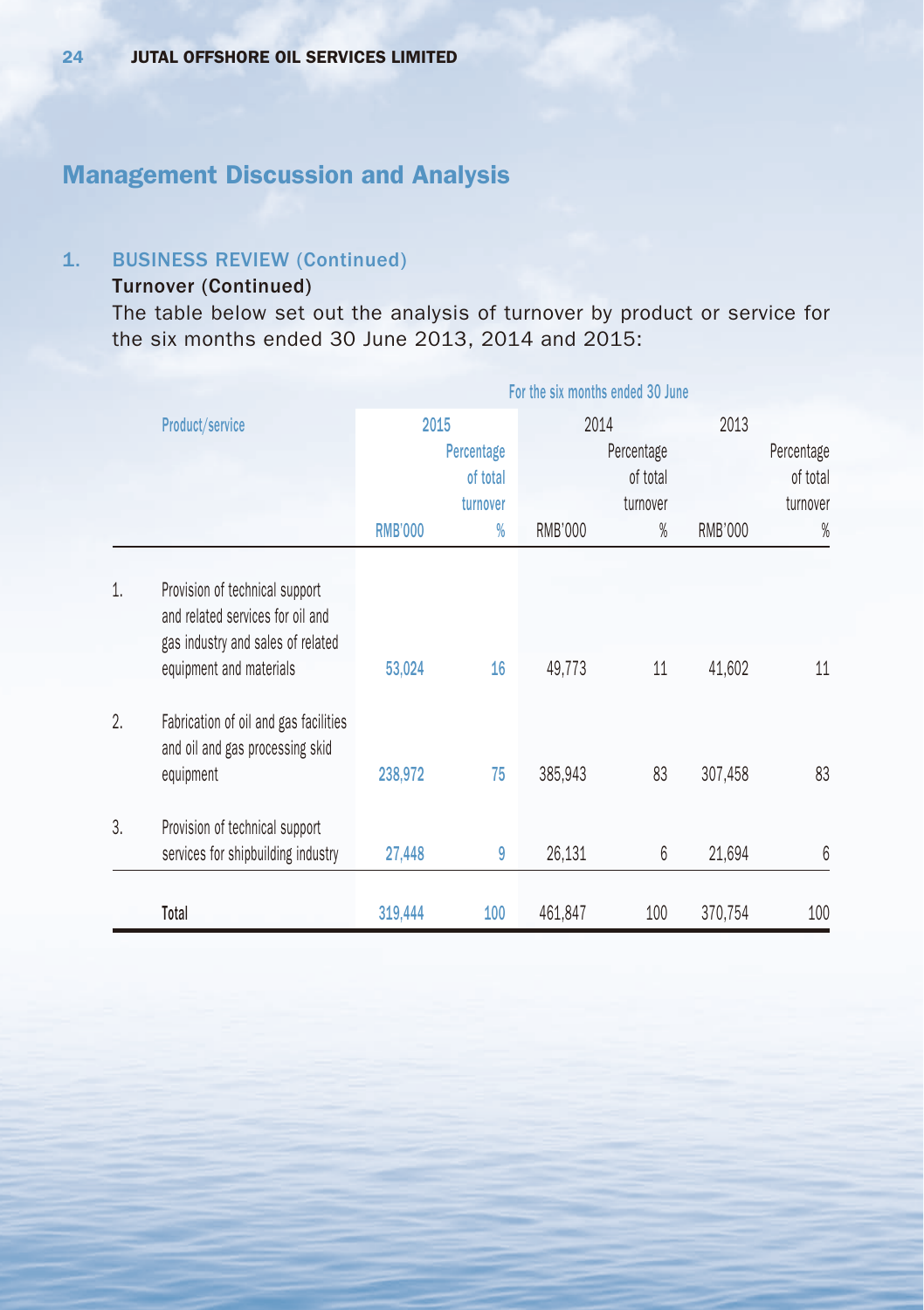# Management Discussion and Analysis

## 1. BUSINESS REVIEW (Continued)

### Turnover (Continued)

The table below set out the analysis of turnover by product or service for the six months ended 30 June 2013, 2014 and 2015:

| | Product/service | For the six months ended 30 June | | | | | |
|---|---|---|---|---|---|---|---|
| | | 2015 | | 2014 | | 2013 | |
| | | RMB'000 | Percentage of total turnover % | RMB'000 | Percentage of total turnover % | RMB'000 | Percentage of total turnover % |
| 1. | Provision of technical support and related services for oil and gas industry and sales of related equipment and materials | 53,024 | 16 | 49,773 | 11 | 41,602 | 11 |
| 2. | Fabrication of oil and gas facilities and oil and gas processing skid equipment | 238,972 | 75 | 385,943 | 83 | 307,458 | 83 |
| 3. | Provision of technical support services for shipbuilding industry | 27,448 | 9 | 26,131 | 6 | 21,694 | 6 |
| | Total | 319,444 | 100 | 461,847 | 100 | 370,754 | 100 |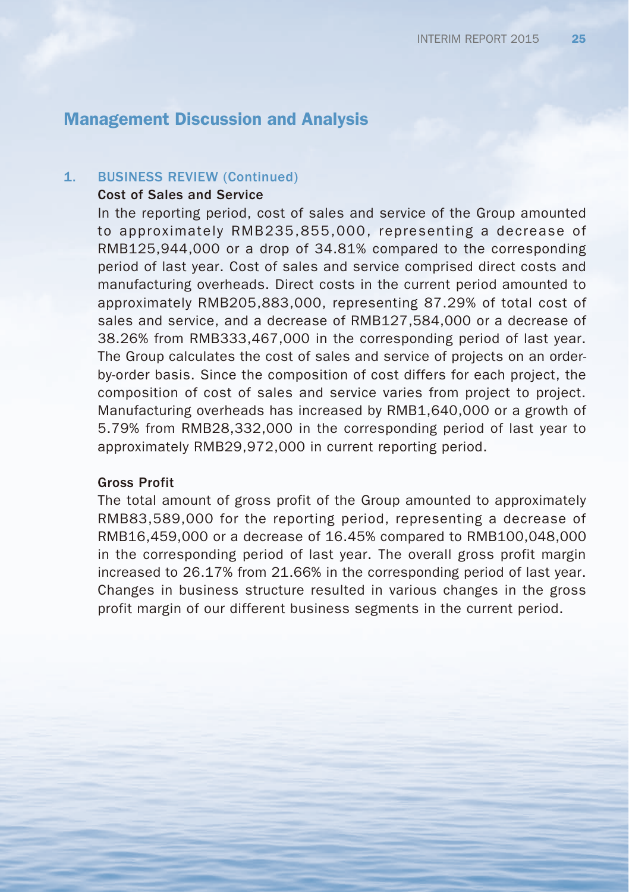## Management Discussion and Analysis

### 1. BUSINESS REVIEW (Continued)

**Cost of Sales and Service**

In the reporting period, cost of sales and service of the Group amounted to approximately RMB235,855,000, representing a decrease of RMB125,944,000 or a drop of 34.81% compared to the corresponding period of last year. Cost of sales and service comprised direct costs and manufacturing overheads. Direct costs in the current period amounted to approximately RMB205,883,000, representing 87.29% of total cost of sales and service, and a decrease of RMB127,584,000 or a decrease of 38.26% from RMB333,467,000 in the corresponding period of last year. The Group calculates the cost of sales and service of projects on an order-by-order basis. Since the composition of cost differs for each project, the composition of cost of sales and service varies from project to project. Manufacturing overheads has increased by RMB1,640,000 or a growth of 5.79% from RMB28,332,000 in the corresponding period of last year to approximately RMB29,972,000 in current reporting period.

**Gross Profit**

The total amount of gross profit of the Group amounted to approximately RMB83,589,000 for the reporting period, representing a decrease of RMB16,459,000 or a decrease of 16.45% compared to RMB100,048,000 in the corresponding period of last year. The overall gross profit margin increased to 26.17% from 21.66% in the corresponding period of last year. Changes in business structure resulted in various changes in the gross profit margin of our different business segments in the current period.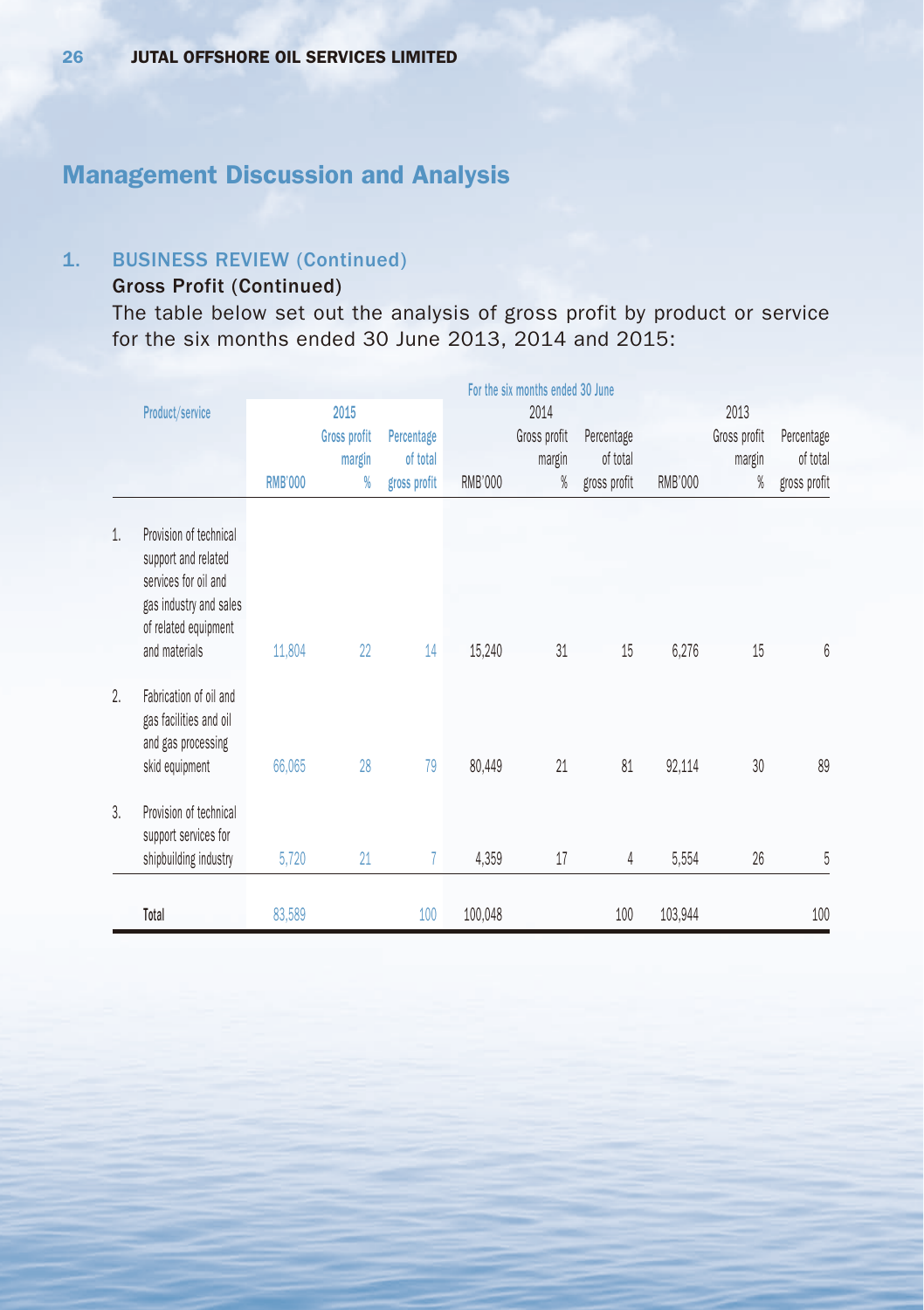## Management Discussion and Analysis

### 1. BUSINESS REVIEW (Continued)

#### Gross Profit (Continued)

The table below set out the analysis of gross profit by product or service for the six months ended 30 June 2013, 2014 and 2015:

| | Product/service | For the six months ended 30 June | | | | | | | | |
|---|---|---|---|---|---|---|---|---|---|---|
| | | 2015 | | | 2014 | | | 2013 | | |
| | | RMB'000 | Gross profit margin % | Percentage of total gross profit | RMB'000 | Gross profit margin % | Percentage of total gross profit | RMB'000 | Gross profit margin % | Percentage of total gross profit |
| 1. | Provision of technical support and related services for oil and gas industry and sales of related equipment and materials | 11,804 | 22 | 14 | 15,240 | 31 | 15 | 6,276 | 15 | 6 |
| 2. | Fabrication of oil and gas facilities and oil and gas processing skid equipment | 66,065 | 28 | 79 | 80,449 | 21 | 81 | 92,114 | 30 | 89 |
| 3. | Provision of technical support services for shipbuilding industry | 5,720 | 21 | 7 | 4,359 | 17 | 4 | 5,554 | 26 | 5 |
| | Total | 83,589 | | 100 | 100,048 | | 100 | 103,944 | | 100 |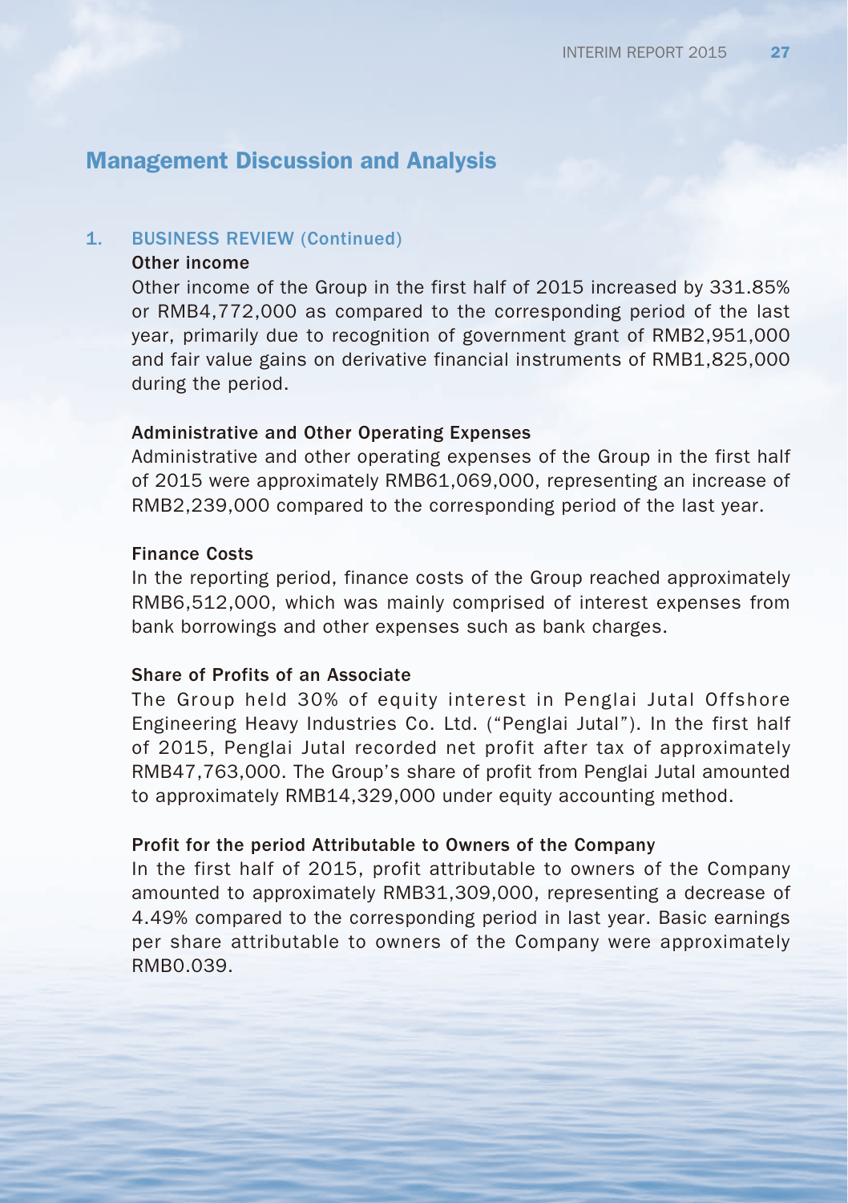## Management Discussion and Analysis

### 1. BUSINESS REVIEW (Continued)

**Other income**

Other income of the Group in the first half of 2015 increased by 331.85% or RMB4,772,000 as compared to the corresponding period of the last year, primarily due to recognition of government grant of RMB2,951,000 and fair value gains on derivative financial instruments of RMB1,825,000 during the period.

**Administrative and Other Operating Expenses**

Administrative and other operating expenses of the Group in the first half of 2015 were approximately RMB61,069,000, representing an increase of RMB2,239,000 compared to the corresponding period of the last year.

**Finance Costs**

In the reporting period, finance costs of the Group reached approximately RMB6,512,000, which was mainly comprised of interest expenses from bank borrowings and other expenses such as bank charges.

**Share of Profits of an Associate**

The Group held 30% of equity interest in Penglai Jutal Offshore Engineering Heavy Industries Co. Ltd. ("Penglai Jutal"). In the first half of 2015, Penglai Jutal recorded net profit after tax of approximately RMB47,763,000. The Group's share of profit from Penglai Jutal amounted to approximately RMB14,329,000 under equity accounting method.

**Profit for the period Attributable to Owners of the Company**

In the first half of 2015, profit attributable to owners of the Company amounted to approximately RMB31,309,000, representing a decrease of 4.49% compared to the corresponding period in last year. Basic earnings per share attributable to owners of the Company were approximately RMB0.039.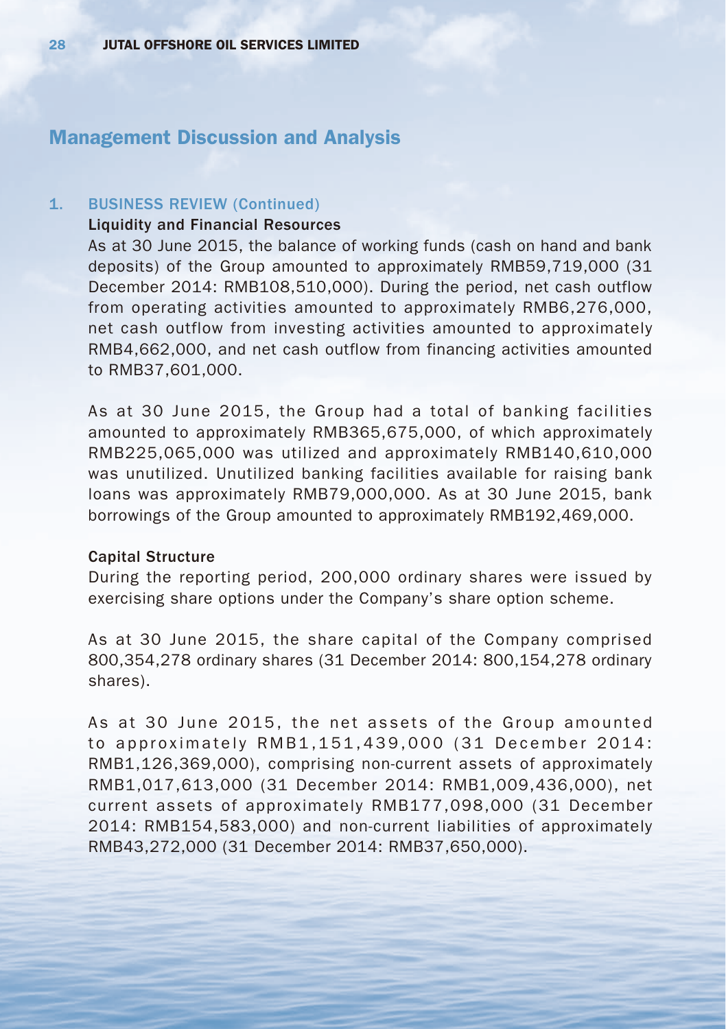# Management Discussion and Analysis

## 1. BUSINESS REVIEW (Continued)

### Liquidity and Financial Resources

As at 30 June 2015, the balance of working funds (cash on hand and bank deposits) of the Group amounted to approximately RMB59,719,000 (31 December 2014: RMB108,510,000). During the period, net cash outflow from operating activities amounted to approximately RMB6,276,000, net cash outflow from investing activities amounted to approximately RMB4,662,000, and net cash outflow from financing activities amounted to RMB37,601,000.

As at 30 June 2015, the Group had a total of banking facilities amounted to approximately RMB365,675,000, of which approximately RMB225,065,000 was utilized and approximately RMB140,610,000 was unutilized. Unutilized banking facilities available for raising bank loans was approximately RMB79,000,000. As at 30 June 2015, bank borrowings of the Group amounted to approximately RMB192,469,000.

### Capital Structure

During the reporting period, 200,000 ordinary shares were issued by exercising share options under the Company's share option scheme.

As at 30 June 2015, the share capital of the Company comprised 800,354,278 ordinary shares (31 December 2014: 800,154,278 ordinary shares).

As at 30 June 2015, the net assets of the Group amounted to approximately RMB1,151,439,000 (31 December 2014: RMB1,126,369,000), comprising non-current assets of approximately RMB1,017,613,000 (31 December 2014: RMB1,009,436,000), net current assets of approximately RMB177,098,000 (31 December 2014: RMB154,583,000) and non-current liabilities of approximately RMB43,272,000 (31 December 2014: RMB37,650,000).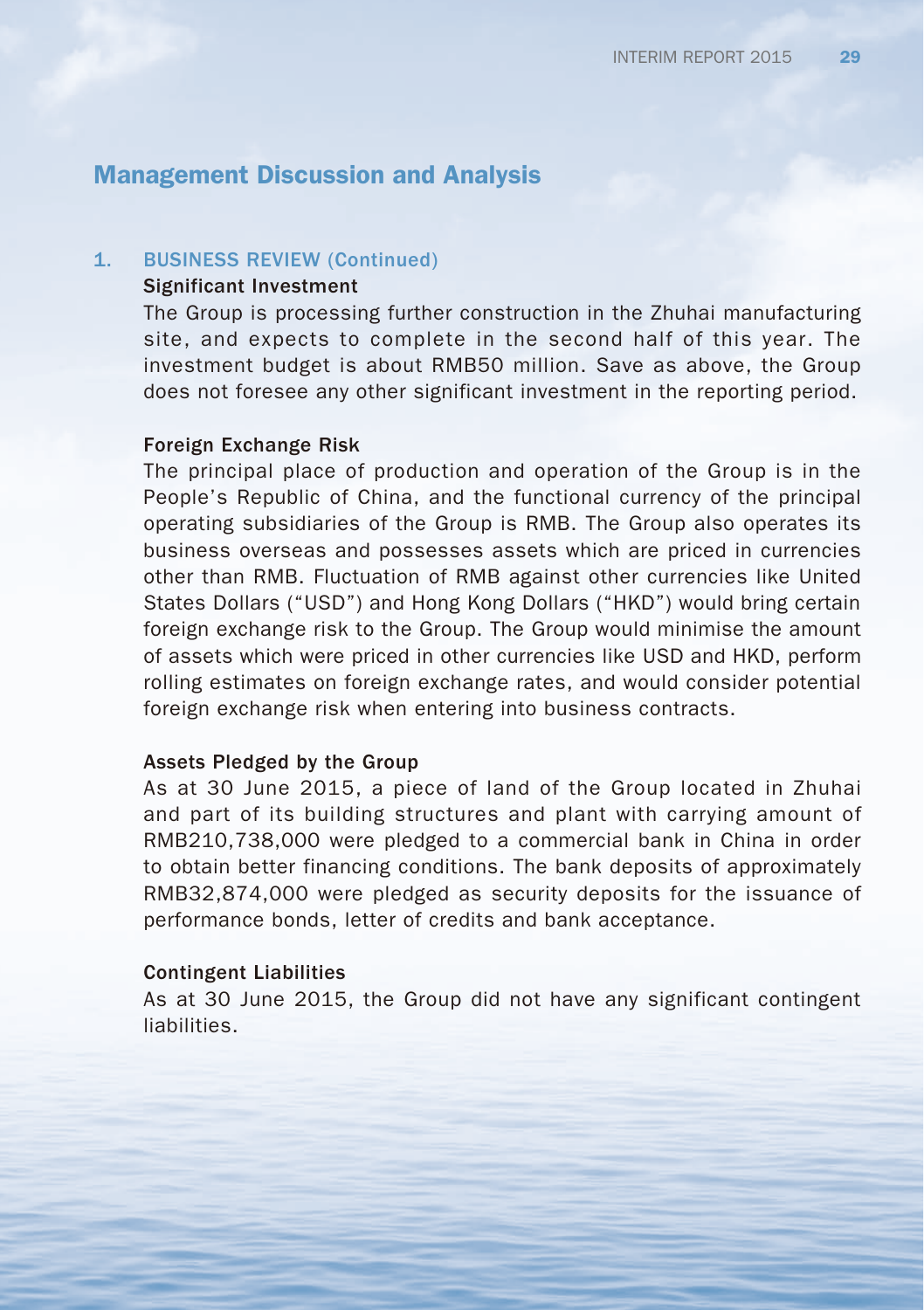# Management Discussion and Analysis

## 1. BUSINESS REVIEW (Continued)

### Significant Investment

The Group is processing further construction in the Zhuhai manufacturing site, and expects to complete in the second half of this year. The investment budget is about RMB50 million. Save as above, the Group does not foresee any other significant investment in the reporting period.

### Foreign Exchange Risk

The principal place of production and operation of the Group is in the People's Republic of China, and the functional currency of the principal operating subsidiaries of the Group is RMB. The Group also operates its business overseas and possesses assets which are priced in currencies other than RMB. Fluctuation of RMB against other currencies like United States Dollars ("USD") and Hong Kong Dollars ("HKD") would bring certain foreign exchange risk to the Group. The Group would minimise the amount of assets which were priced in other currencies like USD and HKD, perform rolling estimates on foreign exchange rates, and would consider potential foreign exchange risk when entering into business contracts.

### Assets Pledged by the Group

As at 30 June 2015, a piece of land of the Group located in Zhuhai and part of its building structures and plant with carrying amount of RMB210,738,000 were pledged to a commercial bank in China in order to obtain better financing conditions. The bank deposits of approximately RMB32,874,000 were pledged as security deposits for the issuance of performance bonds, letter of credits and bank acceptance.

### Contingent Liabilities

As at 30 June 2015, the Group did not have any significant contingent liabilities.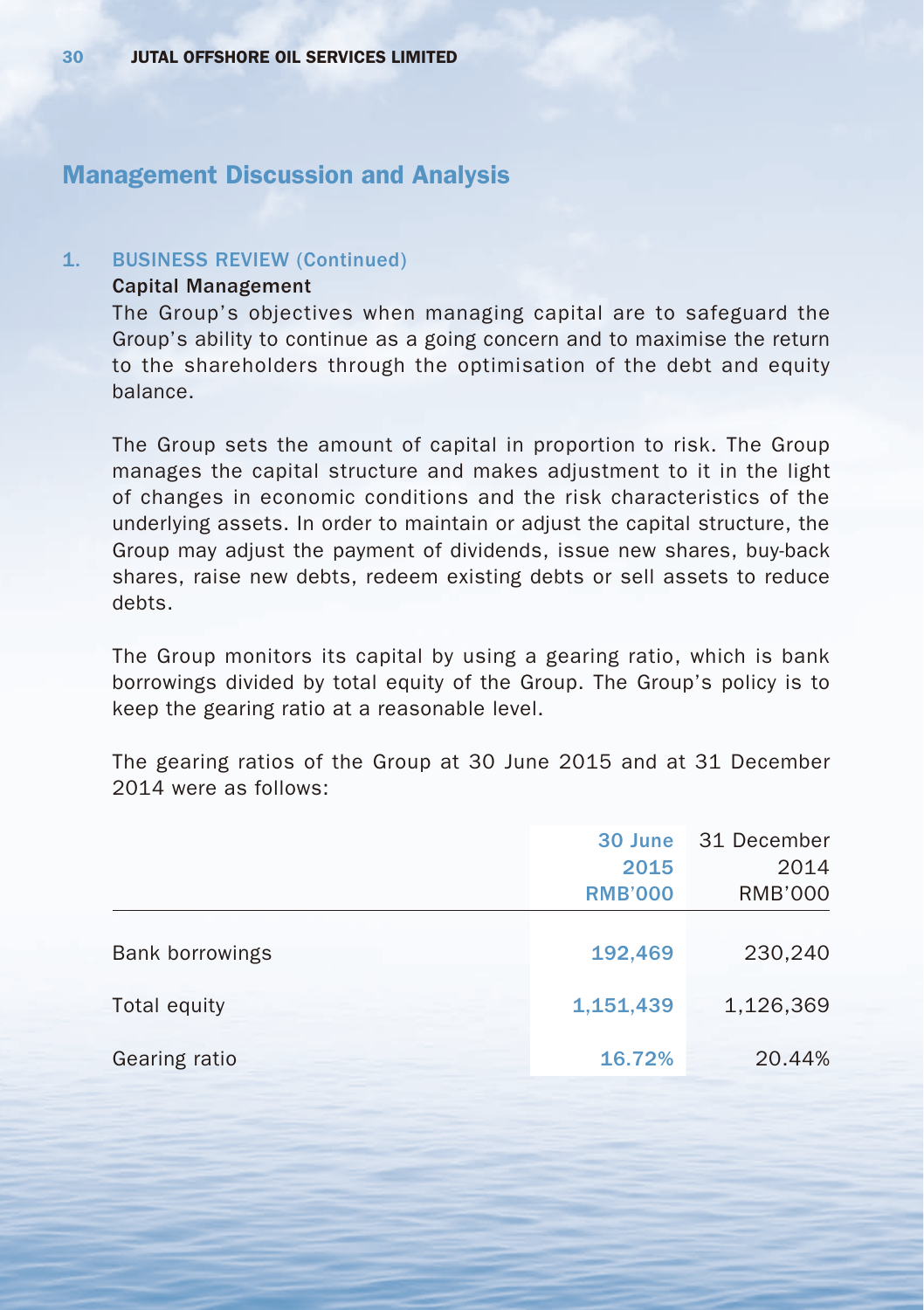## Management Discussion and Analysis

### 1. BUSINESS REVIEW (Continued)

**Capital Management**

The Group's objectives when managing capital are to safeguard the Group's ability to continue as a going concern and to maximise the return to the shareholders through the optimisation of the debt and equity balance.

The Group sets the amount of capital in proportion to risk. The Group manages the capital structure and makes adjustment to it in the light of changes in economic conditions and the risk characteristics of the underlying assets. In order to maintain or adjust the capital structure, the Group may adjust the payment of dividends, issue new shares, buy-back shares, raise new debts, redeem existing debts or sell assets to reduce debts.

The Group monitors its capital by using a gearing ratio, which is bank borrowings divided by total equity of the Group. The Group's policy is to keep the gearing ratio at a reasonable level.

The gearing ratios of the Group at 30 June 2015 and at 31 December 2014 were as follows:

| | 30 June 2015 RMB'000 | 31 December 2014 RMB'000 |
|---|---|---|
| Bank borrowings | 192,469 | 230,240 |
| Total equity | 1,151,439 | 1,126,369 |
| Gearing ratio | 16.72% | 20.44% |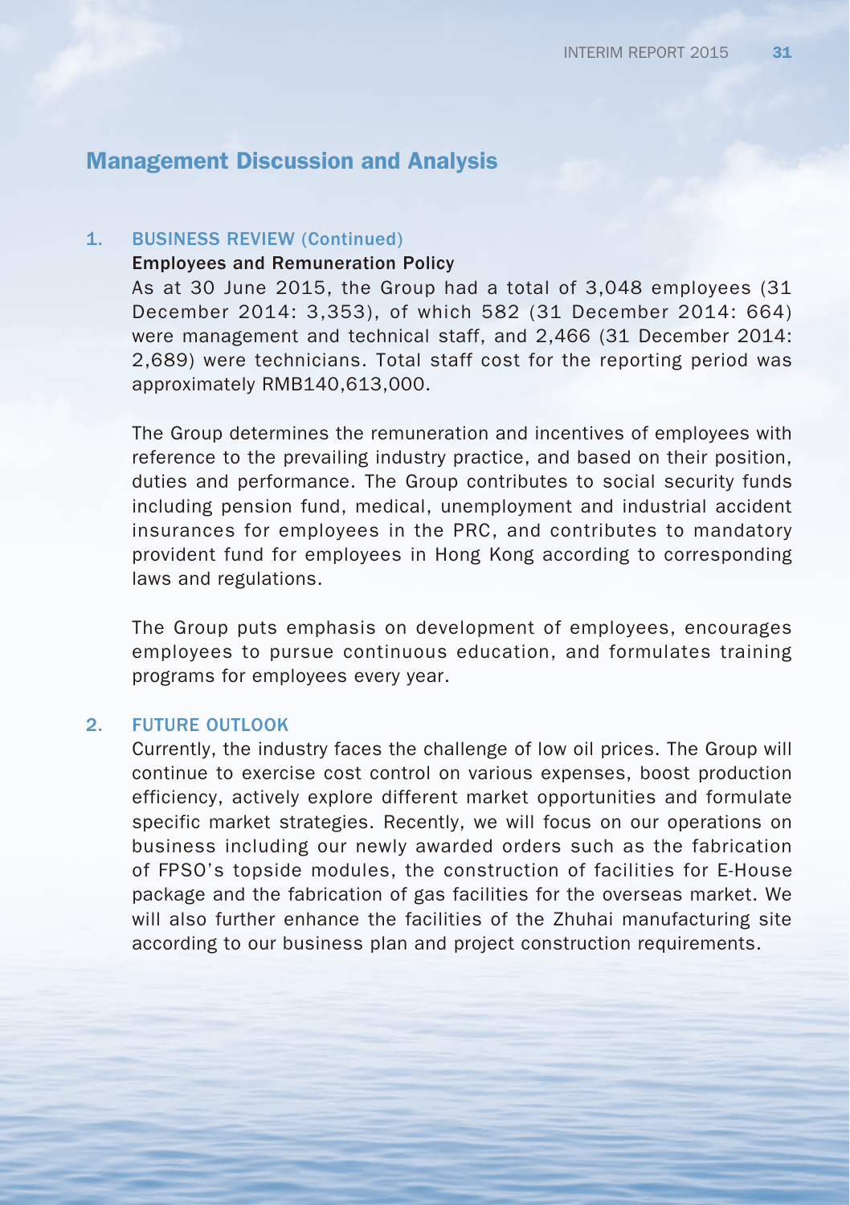## Management Discussion and Analysis

### 1. BUSINESS REVIEW (Continued)

**Employees and Remuneration Policy**

As at 30 June 2015, the Group had a total of 3,048 employees (31 December 2014: 3,353), of which 582 (31 December 2014: 664) were management and technical staff, and 2,466 (31 December 2014: 2,689) were technicians. Total staff cost for the reporting period was approximately RMB140,613,000.

The Group determines the remuneration and incentives of employees with reference to the prevailing industry practice, and based on their position, duties and performance. The Group contributes to social security funds including pension fund, medical, unemployment and industrial accident insurances for employees in the PRC, and contributes to mandatory provident fund for employees in Hong Kong according to corresponding laws and regulations.

The Group puts emphasis on development of employees, encourages employees to pursue continuous education, and formulates training programs for employees every year.

### 2. FUTURE OUTLOOK

Currently, the industry faces the challenge of low oil prices. The Group will continue to exercise cost control on various expenses, boost production efficiency, actively explore different market opportunities and formulate specific market strategies. Recently, we will focus on our operations on business including our newly awarded orders such as the fabrication of FPSO's topside modules, the construction of facilities for E-House package and the fabrication of gas facilities for the overseas market. We will also further enhance the facilities of the Zhuhai manufacturing site according to our business plan and project construction requirements.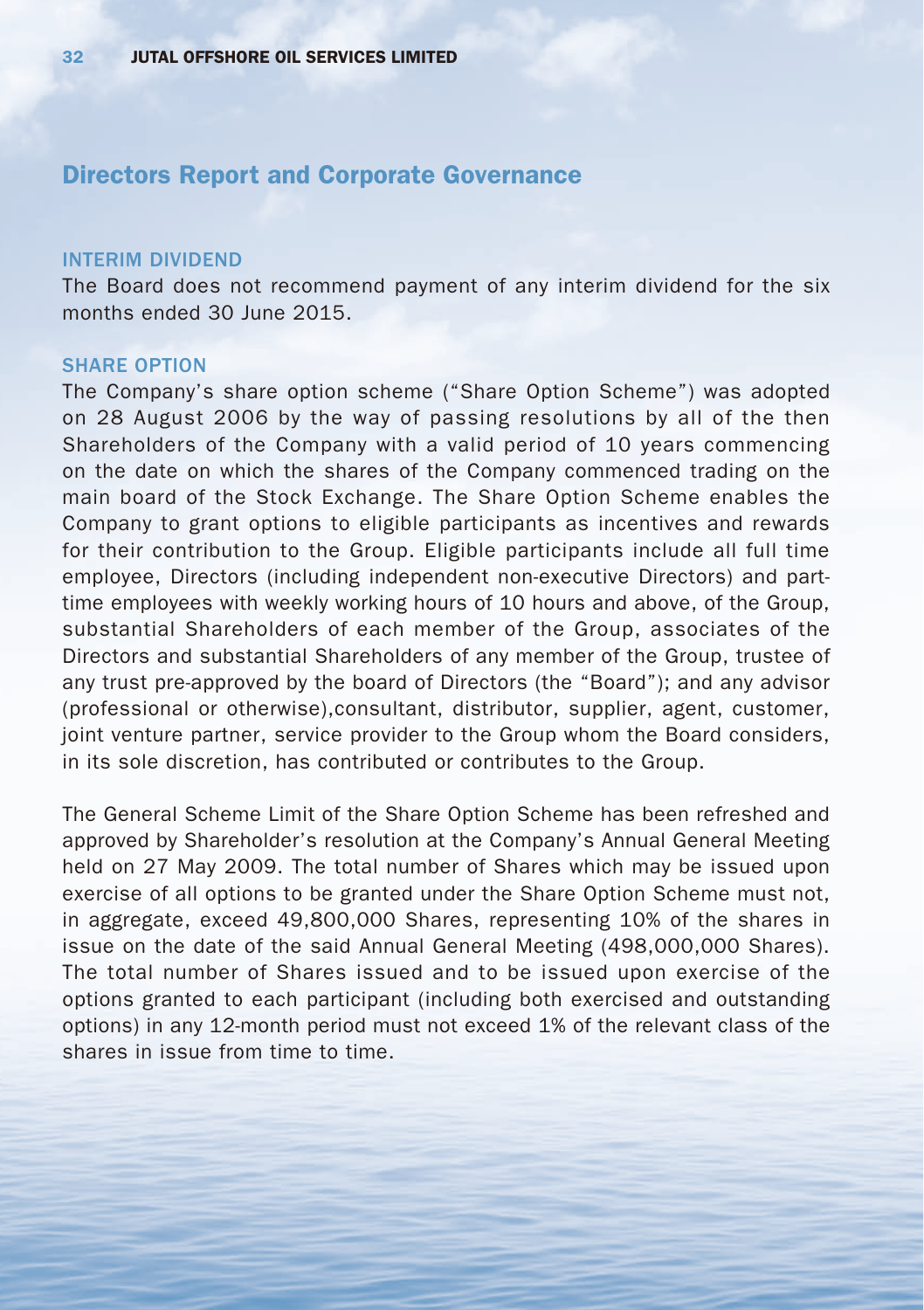## Directors Report and Corporate Governance

### INTERIM DIVIDEND

The Board does not recommend payment of any interim dividend for the six months ended 30 June 2015.

### SHARE OPTION

The Company's share option scheme ("Share Option Scheme") was adopted on 28 August 2006 by the way of passing resolutions by all of the then Shareholders of the Company with a valid period of 10 years commencing on the date on which the shares of the Company commenced trading on the main board of the Stock Exchange. The Share Option Scheme enables the Company to grant options to eligible participants as incentives and rewards for their contribution to the Group. Eligible participants include all full time employee, Directors (including independent non-executive Directors) and part-time employees with weekly working hours of 10 hours and above, of the Group, substantial Shareholders of each member of the Group, associates of the Directors and substantial Shareholders of any member of the Group, trustee of any trust pre-approved by the board of Directors (the "Board"); and any advisor (professional or otherwise),consultant, distributor, supplier, agent, customer, joint venture partner, service provider to the Group whom the Board considers, in its sole discretion, has contributed or contributes to the Group.

The General Scheme Limit of the Share Option Scheme has been refreshed and approved by Shareholder's resolution at the Company's Annual General Meeting held on 27 May 2009. The total number of Shares which may be issued upon exercise of all options to be granted under the Share Option Scheme must not, in aggregate, exceed 49,800,000 Shares, representing 10% of the shares in issue on the date of the said Annual General Meeting (498,000,000 Shares). The total number of Shares issued and to be issued upon exercise of the options granted to each participant (including both exercised and outstanding options) in any 12-month period must not exceed 1% of the relevant class of the shares in issue from time to time.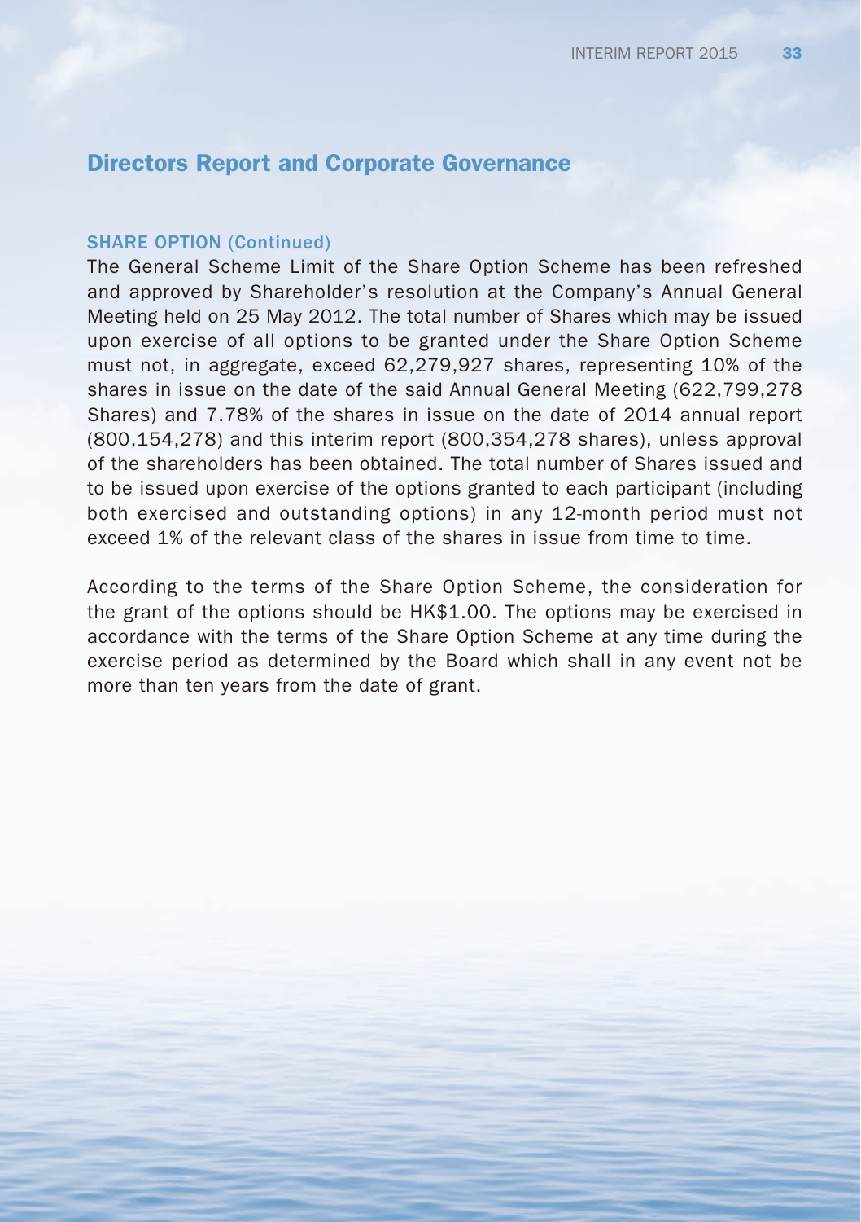## Directors Report and Corporate Governance

### SHARE OPTION (Continued)

The General Scheme Limit of the Share Option Scheme has been refreshed and approved by Shareholder's resolution at the Company's Annual General Meeting held on 25 May 2012. The total number of Shares which may be issued upon exercise of all options to be granted under the Share Option Scheme must not, in aggregate, exceed 62,279,927 shares, representing 10% of the shares in issue on the date of the said Annual General Meeting (622,799,278 Shares) and 7.78% of the shares in issue on the date of 2014 annual report (800,154,278) and this interim report (800,354,278 shares), unless approval of the shareholders has been obtained. The total number of Shares issued and to be issued upon exercise of the options granted to each participant (including both exercised and outstanding options) in any 12-month period must not exceed 1% of the relevant class of the shares in issue from time to time.

According to the terms of the Share Option Scheme, the consideration for the grant of the options should be HK$1.00. The options may be exercised in accordance with the terms of the Share Option Scheme at any time during the exercise period as determined by the Board which shall in any event not be more than ten years from the date of grant.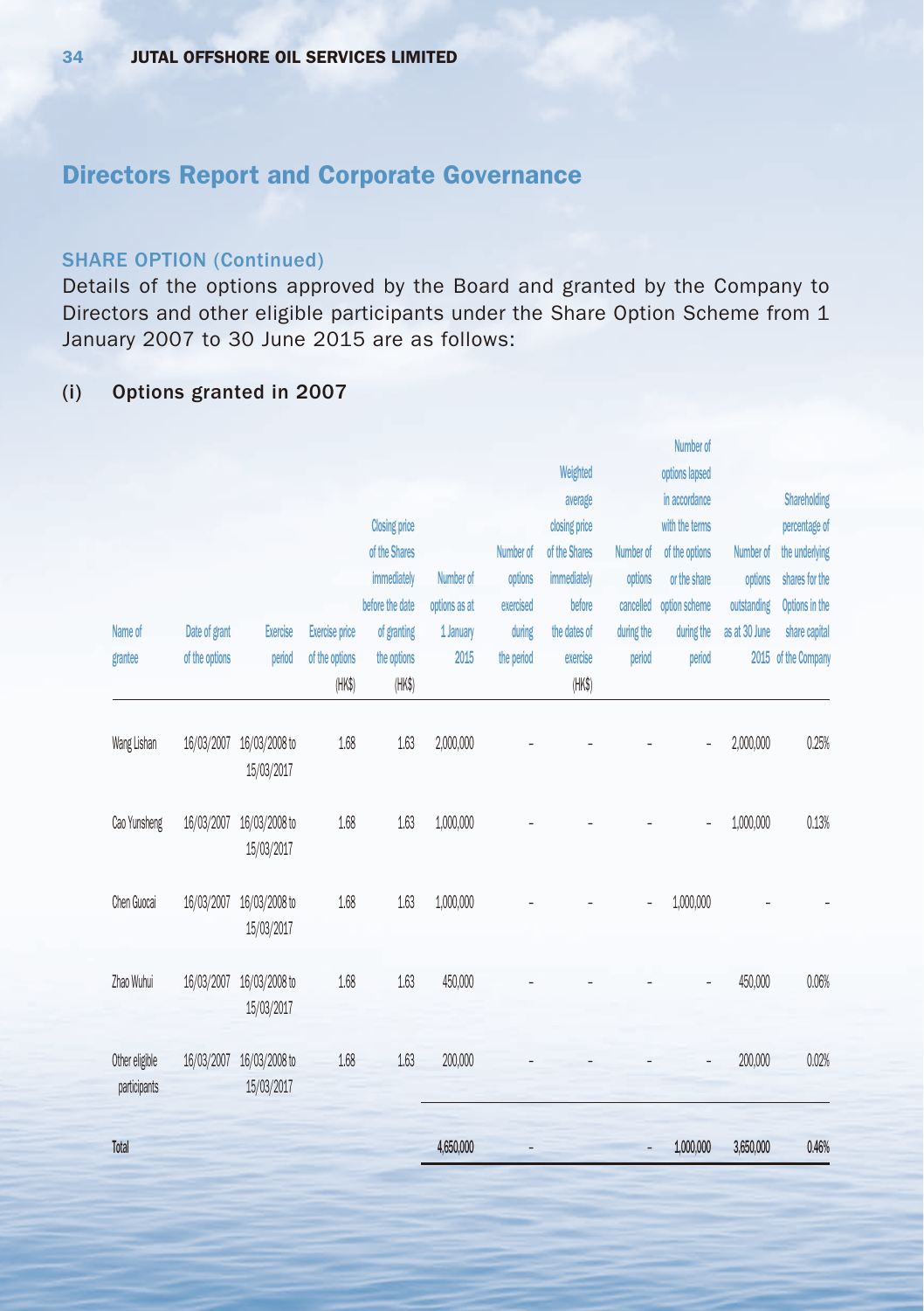## Directors Report and Corporate Governance

### SHARE OPTION (Continued)

Details of the options approved by the Board and granted by the Company to Directors and other eligible participants under the Share Option Scheme from 1 January 2007 to 30 June 2015 are as follows:

### (i) Options granted in 2007

| Name of grantee | Date of grant of the options | Exercise period | Exercise price of the options (HK$) | Closing price of the Shares immediately before the date of granting the options (HK$) | Number of options as at 1 January 2015 | Number of options exercised during the period | Weighted average closing price of the Shares immediately before the dates of exercise (HK$) | Number of options cancelled during the period | Number of options lapsed in accordance with the terms of the options or the share option scheme during the period | Number of options outstanding as at 30 June 2015 | Shareholding percentage of the underlying shares for the Options in the share capital of the Company |
|---|---|---|---|---|---|---|---|---|---|---|---|
| Wang Lishan | 16/03/2007 | 16/03/2008 to 15/03/2017 | 1.68 | 1.63 | 2,000,000 | – | – | – | – | 2,000,000 | 0.25% |
| Cao Yunsheng | 16/03/2007 | 16/03/2008 to 15/03/2017 | 1.68 | 1.63 | 1,000,000 | – | – | – | – | 1,000,000 | 0.13% |
| Chen Guocai | 16/03/2007 | 16/03/2008 to 15/03/2017 | 1.68 | 1.63 | 1,000,000 | – | – | – | 1,000,000 | – | – |
| Zhao Wuhui | 16/03/2007 | 16/03/2008 to 15/03/2017 | 1.68 | 1.63 | 450,000 | – | – | – | – | 450,000 | 0.06% |
| Other eligible participants | 16/03/2007 | 16/03/2008 to 15/03/2017 | 1.68 | 1.63 | 200,000 | – | – | – | – | 200,000 | 0.02% |
| **Total** | | | | | **4,650,000** | **–** | | **–** | **1,000,000** | **3,650,000** | **0.46%** |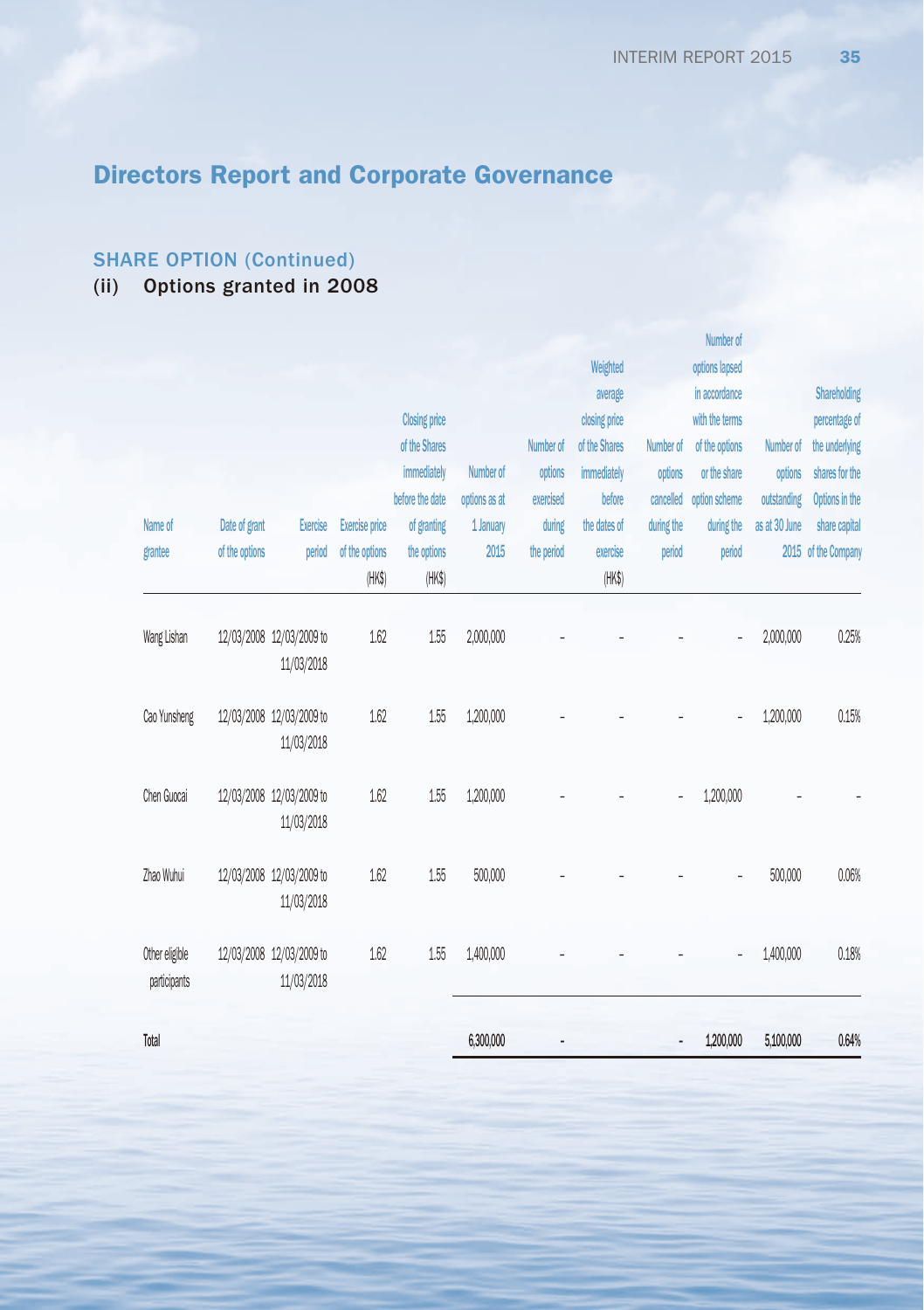# Directors Report and Corporate Governance

## SHARE OPTION (Continued)

### (ii) Options granted in 2008

| Name of grantee | Date of grant of the options | Exercise period | Exercise price of the options (HK$) | Closing price of the Shares immediately before the date of granting the options (HK$) | Number of options as at 1 January 2015 | Number of options exercised during the period | Weighted average closing price of the Shares immediately before the dates of exercise (HK$) | Number of options cancelled during the period | Number of options lapsed in accordance with the terms of the options or the share option scheme during the period | Number of options outstanding as at 30 June 2015 | Shareholding percentage of the underlying shares for the Options in the share capital of the Company |
|---|---|---|---|---|---|---|---|---|---|---|---|
| Wang Lishan | 12/03/2008 | 12/03/2009 to 11/03/2018 | 1.62 | 1.55 | 2,000,000 | – | – | – | – | 2,000,000 | 0.25% |
| Cao Yunsheng | 12/03/2008 | 12/03/2009 to 11/03/2018 | 1.62 | 1.55 | 1,200,000 | – | – | – | – | 1,200,000 | 0.15% |
| Chen Guocai | 12/03/2008 | 12/03/2009 to 11/03/2018 | 1.62 | 1.55 | 1,200,000 | – | – | – | 1,200,000 | – | – |
| Zhao Wuhui | 12/03/2008 | 12/03/2009 to 11/03/2018 | 1.62 | 1.55 | 500,000 | – | – | – | – | 500,000 | 0.06% |
| Other eligible participants | 12/03/2008 | 12/03/2009 to 11/03/2018 | 1.62 | 1.55 | 1,400,000 | – | – | – | – | 1,400,000 | 0.18% |
| **Total** | | | | | **6,300,000** | **-** | | **-** | **1,200,000** | **5,100,000** | **0.64%** |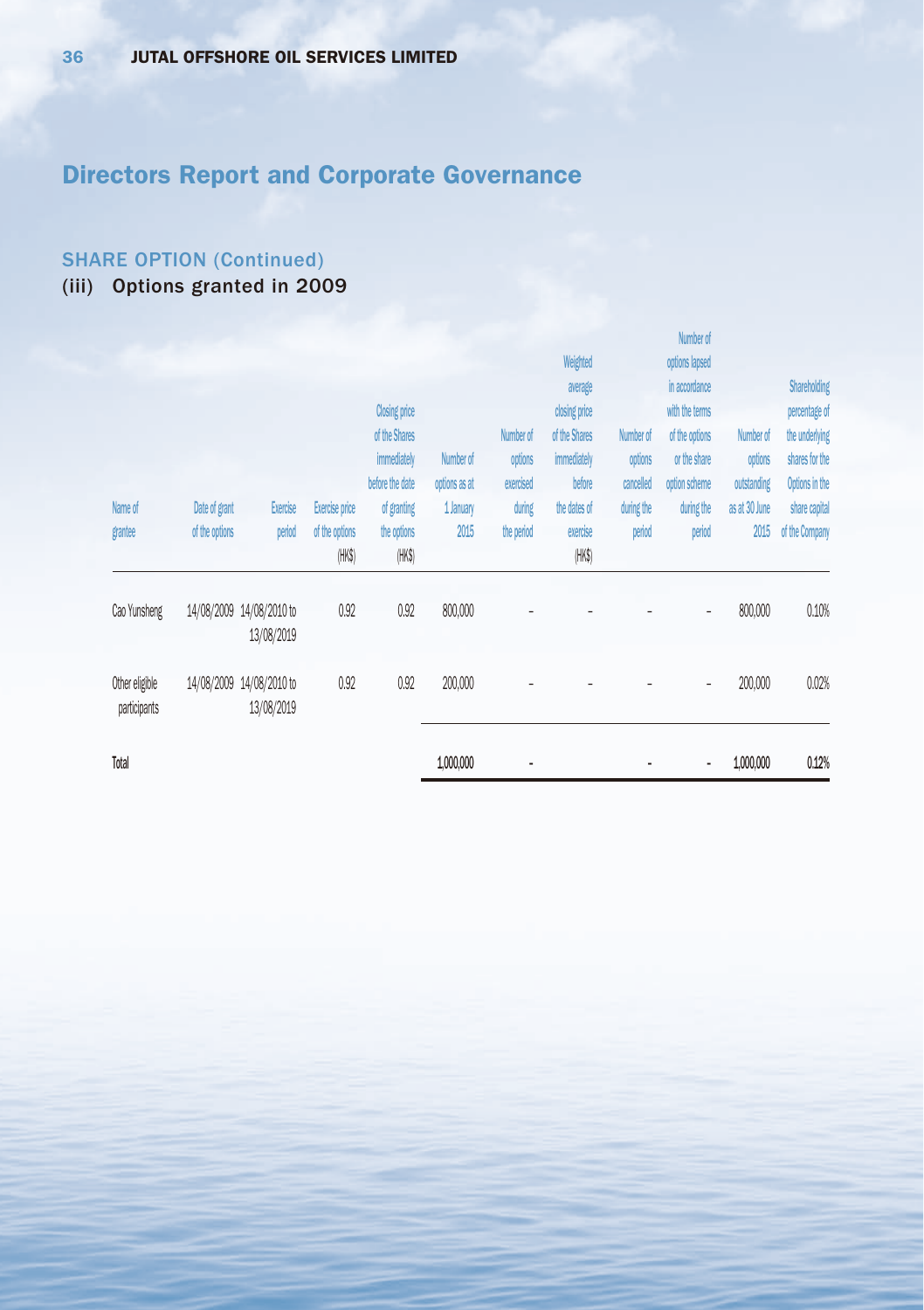## Directors Report and Corporate Governance

### SHARE OPTION (Continued)

### (iii) Options granted in 2009

| Name of grantee | Date of grant of the options | Exercise period | Exercise price of the options (HK$) | Closing price of the Shares immediately before the date of granting the options (HK$) | Number of options as at 1 January 2015 | Number of options exercised during the period | Weighted average closing price of the Shares immediately before the dates of exercise (HK$) | Number of options cancelled during the period | Number of options lapsed in accordance with the terms of the options or the share option scheme during the period | Number of options outstanding as at 30 June 2015 | Shareholding percentage of the underlying shares for the Options in the share capital of the Company |
|---|---|---|---|---|---|---|---|---|---|---|---|
| Cao Yunsheng | 14/08/2009 | 14/08/2010 to 13/08/2019 | 0.92 | 0.92 | 800,000 | – | – | – | – | 800,000 | 0.10% |
| Other eligible participants | 14/08/2009 | 14/08/2010 to 13/08/2019 | 0.92 | 0.92 | 200,000 | – | – | – | – | 200,000 | 0.02% |
| Total | | | | | 1,000,000 | - | | - | - | 1,000,000 | 0.12% |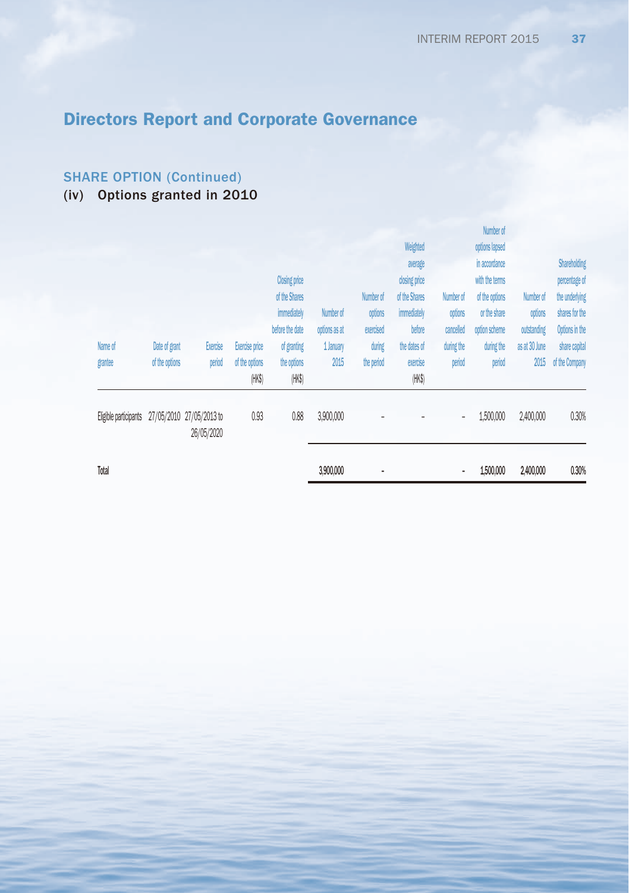# Directors Report and Corporate Governance

## SHARE OPTION (Continued)

### (iv) Options granted in 2010

| Name of grantee | Date of grant of the options | Exercise period | Exercise price of the options (HK$) | Closing price of the Shares immediately before the date of granting the options (HK$) | Number of options as at 1 January 2015 | Number of options exercised during the period | Weighted average closing price of the Shares immediately before the dates of exercise (HK$) | Number of options cancelled during the period | Number of options lapsed in accordance with the terms of the options or the share option scheme during the period | Number of options outstanding as at 30 June 2015 | Shareholding percentage of the underlying shares for the Options in the share capital of the Company |
|---|---|---|---|---|---|---|---|---|---|---|---|
| Eligible participants | 27/05/2010 | 27/05/2013 to 26/05/2020 | 0.93 | 0.88 | 3,900,000 | – | – | – | 1,500,000 | 2,400,000 | 0.30% |
| Total | | | | | 3,900,000 | - | | - | 1,500,000 | 2,400,000 | 0.30% |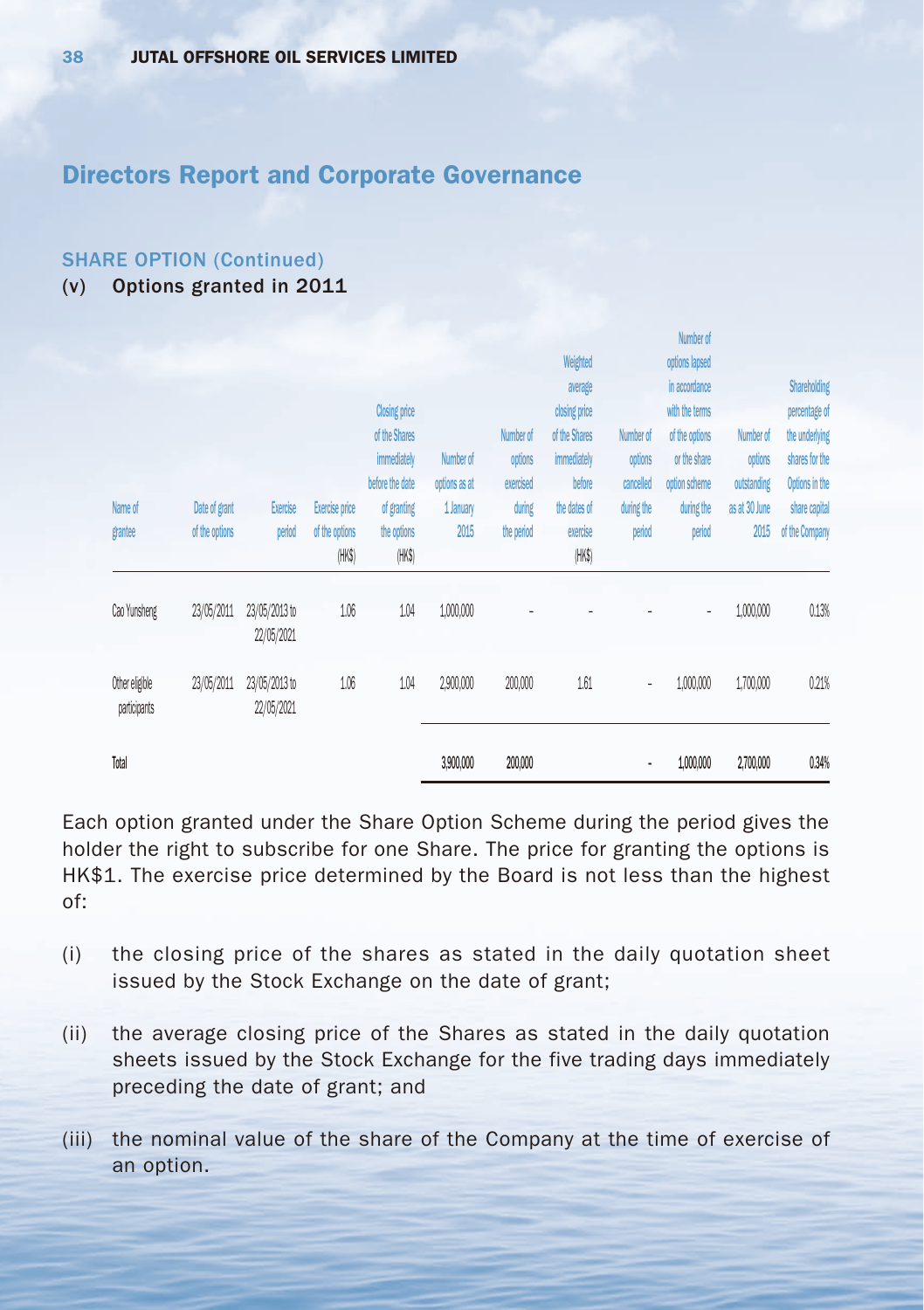## Directors Report and Corporate Governance

### SHARE OPTION (Continued)

### (v) Options granted in 2011

| Name of grantee | Date of grant of the options | Exercise period | Exercise price of the options (HK$) | Closing price of the Shares immediately before the date of granting the options (HK$) | Number of options as at 1 January 2015 | Number of options exercised during the period | Weighted average closing price of the Shares immediately before the dates of exercise (HK$) | Number of options cancelled during the period | Number of options lapsed in accordance with the terms of the options or the share option scheme during the period | Number of options outstanding as at 30 June 2015 | Shareholding percentage of the underlying shares for the Options in the share capital of the Company |
|---|---|---|---|---|---|---|---|---|---|---|---|
| Cao Yunsheng | 23/05/2011 | 23/05/2013 to 22/05/2021 | 1.06 | 1.04 | 1,000,000 | - | - | - | - | 1,000,000 | 0.13% |
| Other eligible participants | 23/05/2011 | 23/05/2013 to 22/05/2021 | 1.06 | 1.04 | 2,900,000 | 200,000 | 1.61 | - | 1,000,000 | 1,700,000 | 0.21% |
| Total | | | | | 3,900,000 | 200,000 | | - | 1,000,000 | 2,700,000 | 0.34% |

Each option granted under the Share Option Scheme during the period gives the holder the right to subscribe for one Share. The price for granting the options is HK$1. The exercise price determined by the Board is not less than the highest of:

(i) the closing price of the shares as stated in the daily quotation sheet issued by the Stock Exchange on the date of grant;

(ii) the average closing price of the Shares as stated in the daily quotation sheets issued by the Stock Exchange for the five trading days immediately preceding the date of grant; and

(iii) the nominal value of the share of the Company at the time of exercise of an option.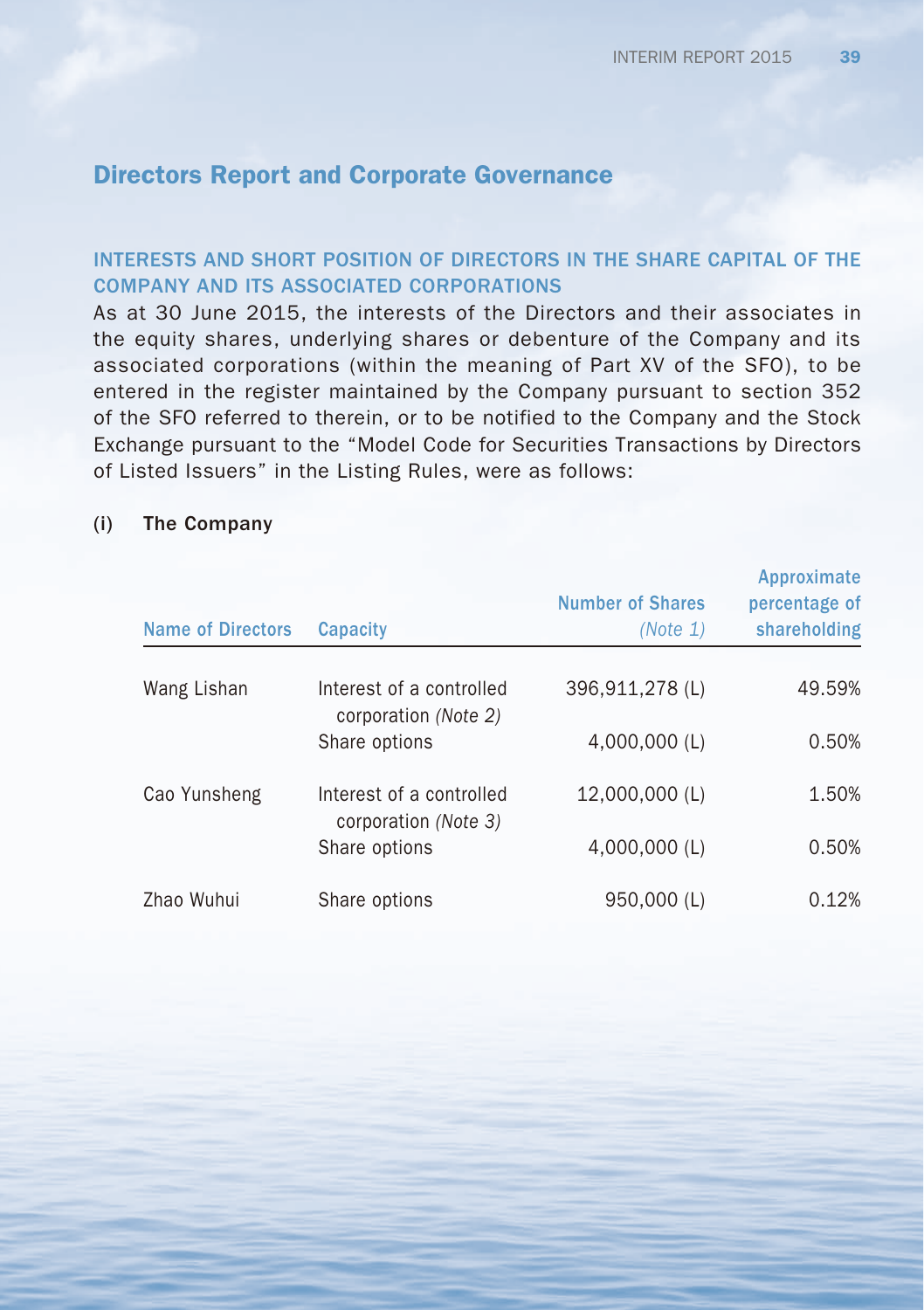## Directors Report and Corporate Governance

### INTERESTS AND SHORT POSITION OF DIRECTORS IN THE SHARE CAPITAL OF THE COMPANY AND ITS ASSOCIATED CORPORATIONS

As at 30 June 2015, the interests of the Directors and their associates in the equity shares, underlying shares or debenture of the Company and its associated corporations (within the meaning of Part XV of the SFO), to be entered in the register maintained by the Company pursuant to section 352 of the SFO referred to therein, or to be notified to the Company and the Stock Exchange pursuant to the "Model Code for Securities Transactions by Directors of Listed Issuers" in the Listing Rules, were as follows:

**(i) The Company**

| Name of Directors | Capacity | Number of Shares *(Note 1)* | Approximate percentage of shareholding |
|---|---|---|---|
| Wang Lishan | Interest of a controlled corporation *(Note 2)* | 396,911,278 (L) | 49.59% |
| | Share options | 4,000,000 (L) | 0.50% |
| Cao Yunsheng | Interest of a controlled corporation *(Note 3)* | 12,000,000 (L) | 1.50% |
| | Share options | 4,000,000 (L) | 0.50% |
| Zhao Wuhui | Share options | 950,000 (L) | 0.12% |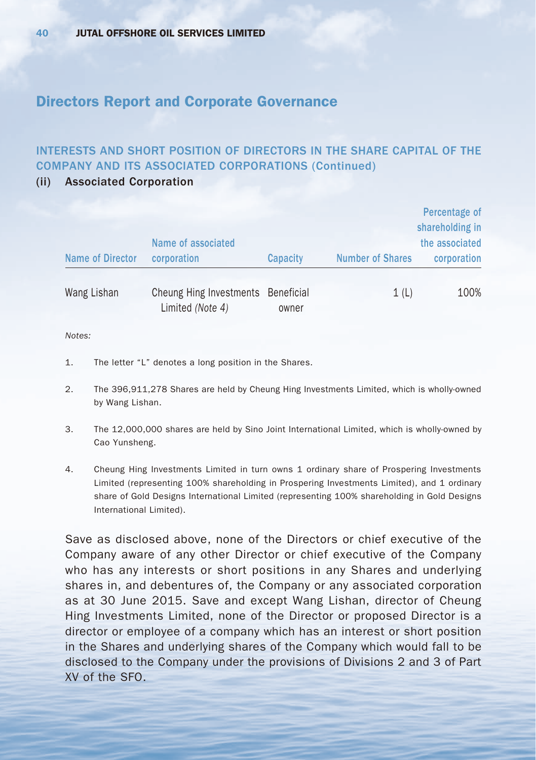## Directors Report and Corporate Governance

### INTERESTS AND SHORT POSITION OF DIRECTORS IN THE SHARE CAPITAL OF THE COMPANY AND ITS ASSOCIATED CORPORATIONS (Continued)

**(ii) Associated Corporation**

| Name of Director | Name of associated corporation | Capacity | Number of Shares | Percentage of shareholding in the associated corporation |
|---|---|---|---|---|
| Wang Lishan | Cheung Hing Investments Limited *(Note 4)* | Beneficial owner | 1 (L) | 100% |

*Notes:*

1. The letter "L" denotes a long position in the Shares.
2. The 396,911,278 Shares are held by Cheung Hing Investments Limited, which is wholly-owned by Wang Lishan.
3. The 12,000,000 shares are held by Sino Joint International Limited, which is wholly-owned by Cao Yunsheng.
4. Cheung Hing Investments Limited in turn owns 1 ordinary share of Prospering Investments Limited (representing 100% shareholding in Prospering Investments Limited), and 1 ordinary share of Gold Designs International Limited (representing 100% shareholding in Gold Designs International Limited).

Save as disclosed above, none of the Directors or chief executive of the Company aware of any other Director or chief executive of the Company who has any interests or short positions in any Shares and underlying shares in, and debentures of, the Company or any associated corporation as at 30 June 2015. Save and except Wang Lishan, director of Cheung Hing Investments Limited, none of the Director or proposed Director is a director or employee of a company which has an interest or short position in the Shares and underlying shares of the Company which would fall to be disclosed to the Company under the provisions of Divisions 2 and 3 of Part XV of the SFO.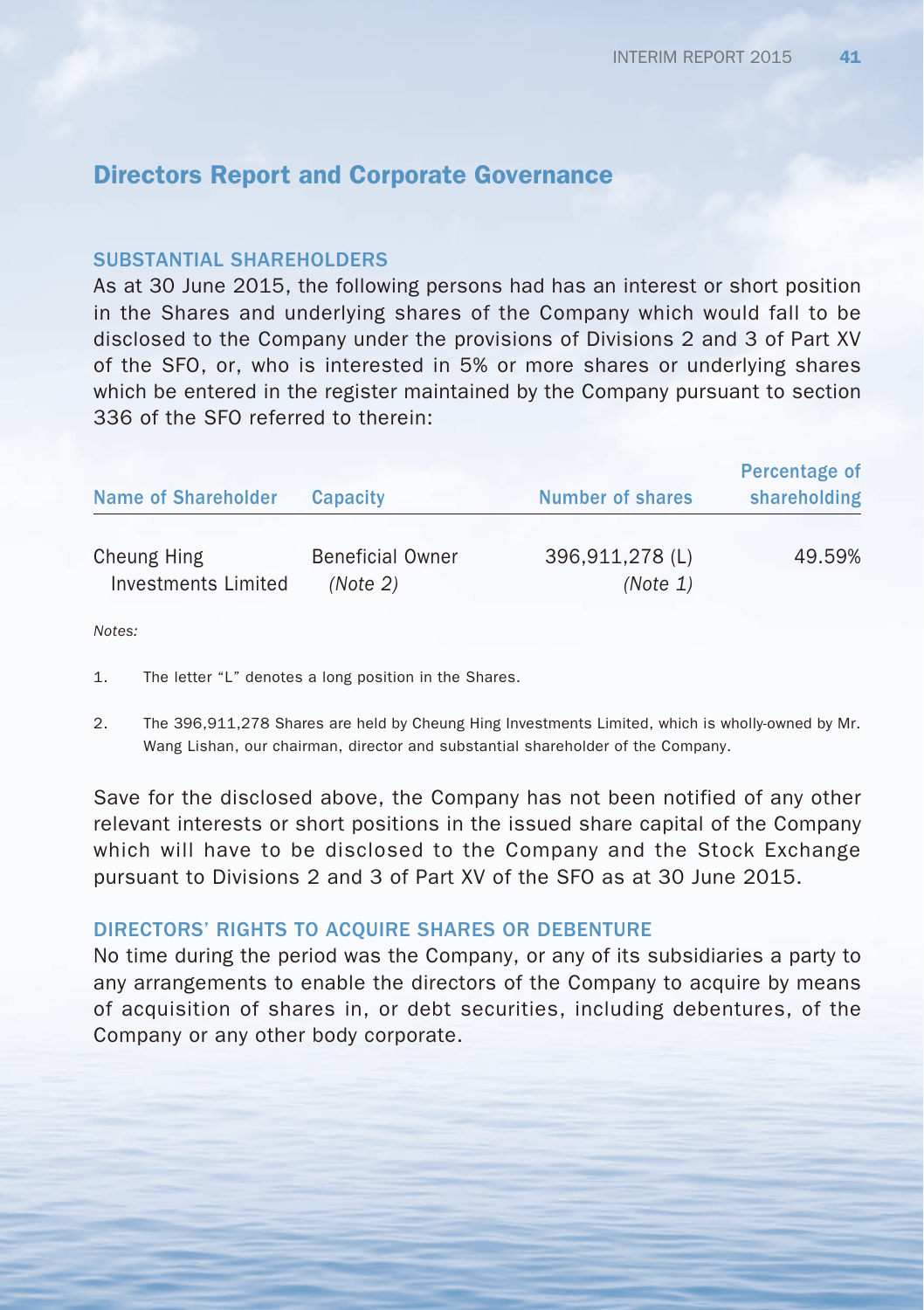# Directors Report and Corporate Governance

## SUBSTANTIAL SHAREHOLDERS

As at 30 June 2015, the following persons had has an interest or short position in the Shares and underlying shares of the Company which would fall to be disclosed to the Company under the provisions of Divisions 2 and 3 of Part XV of the SFO, or, who is interested in 5% or more shares or underlying shares which be entered in the register maintained by the Company pursuant to section 336 of the SFO referred to therein:

| Name of Shareholder | Capacity | Number of shares | Percentage of shareholding |
|---|---|---|---|
| Cheung Hing Investments Limited | Beneficial Owner *(Note 2)* | 396,911,278 (L) *(Note 1)* | 49.59% |

*Notes:*

1. The letter "L" denotes a long position in the Shares.
2. The 396,911,278 Shares are held by Cheung Hing Investments Limited, which is wholly-owned by Mr. Wang Lishan, our chairman, director and substantial shareholder of the Company.

Save for the disclosed above, the Company has not been notified of any other relevant interests or short positions in the issued share capital of the Company which will have to be disclosed to the Company and the Stock Exchange pursuant to Divisions 2 and 3 of Part XV of the SFO as at 30 June 2015.

## DIRECTORS' RIGHTS TO ACQUIRE SHARES OR DEBENTURE

No time during the period was the Company, or any of its subsidiaries a party to any arrangements to enable the directors of the Company to acquire by means of acquisition of shares in, or debt securities, including debentures, of the Company or any other body corporate.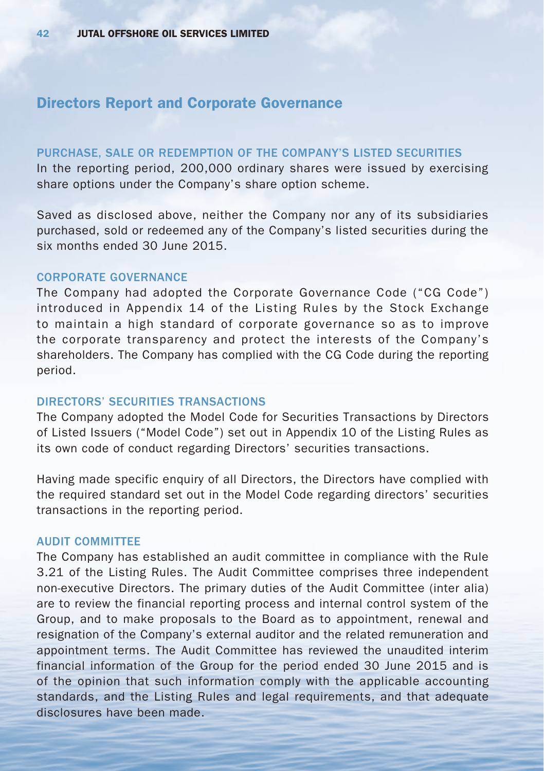## Directors Report and Corporate Governance

### PURCHASE, SALE OR REDEMPTION OF THE COMPANY'S LISTED SECURITIES

In the reporting period, 200,000 ordinary shares were issued by exercising share options under the Company's share option scheme.

Saved as disclosed above, neither the Company nor any of its subsidiaries purchased, sold or redeemed any of the Company's listed securities during the six months ended 30 June 2015.

### CORPORATE GOVERNANCE

The Company had adopted the Corporate Governance Code ("CG Code") introduced in Appendix 14 of the Listing Rules by the Stock Exchange to maintain a high standard of corporate governance so as to improve the corporate transparency and protect the interests of the Company's shareholders. The Company has complied with the CG Code during the reporting period.

### DIRECTORS' SECURITIES TRANSACTIONS

The Company adopted the Model Code for Securities Transactions by Directors of Listed Issuers ("Model Code") set out in Appendix 10 of the Listing Rules as its own code of conduct regarding Directors' securities transactions.

Having made specific enquiry of all Directors, the Directors have complied with the required standard set out in the Model Code regarding directors' securities transactions in the reporting period.

### AUDIT COMMITTEE

The Company has established an audit committee in compliance with the Rule 3.21 of the Listing Rules. The Audit Committee comprises three independent non-executive Directors. The primary duties of the Audit Committee (inter alia) are to review the financial reporting process and internal control system of the Group, and to make proposals to the Board as to appointment, renewal and resignation of the Company's external auditor and the related remuneration and appointment terms. The Audit Committee has reviewed the unaudited interim financial information of the Group for the period ended 30 June 2015 and is of the opinion that such information comply with the applicable accounting standards, and the Listing Rules and legal requirements, and that adequate disclosures have been made.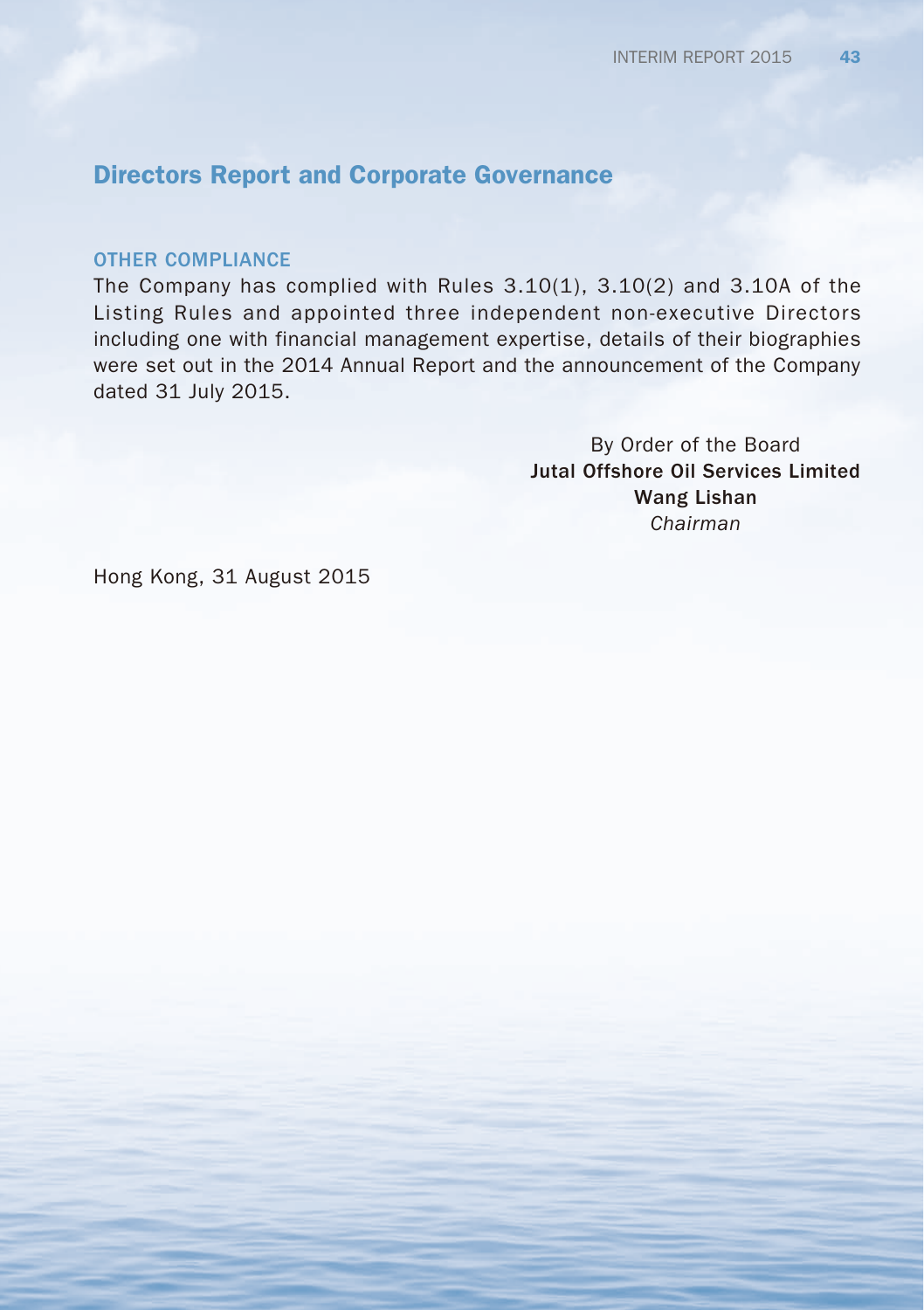## Directors Report and Corporate Governance

### OTHER COMPLIANCE

The Company has complied with Rules 3.10(1), 3.10(2) and 3.10A of the Listing Rules and appointed three independent non-executive Directors including one with financial management expertise, details of their biographies were set out in the 2014 Annual Report and the announcement of the Company dated 31 July 2015.

By Order of the Board
**Jutal Offshore Oil Services Limited**
**Wang Lishan**
*Chairman*

Hong Kong, 31 August 2015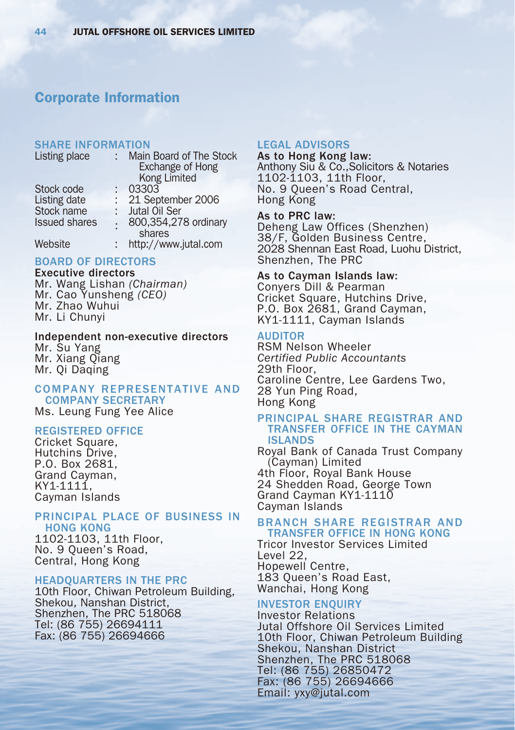# Corporate Information

## SHARE INFORMATION

| | | |
|---|---|---|
| Listing place | : | Main Board of The Stock Exchange of Hong Kong Limited |
| Stock code | : | 03303 |
| Listing date | : | 21 September 2006 |
| Stock name | : | Jutal Oil Ser |
| Issued shares | : | 800,354,278 ordinary shares |
| Website | : | http://www.jutal.com |

## BOARD OF DIRECTORS

**Executive directors**

Mr. Wang Lishan *(Chairman)*
Mr. Cao Yunsheng *(CEO)*
Mr. Zhao Wuhui
Mr. Li Chunyi

**Independent non-executive directors**

Mr. Su Yang
Mr. Xiang Qiang
Mr. Qi Daqing

## COMPANY REPRESENTATIVE AND COMPANY SECRETARY

Ms. Leung Fung Yee Alice

## REGISTERED OFFICE

Cricket Square,
Hutchins Drive,
P.O. Box 2681,
Grand Cayman,
KY1-1111,
Cayman Islands

## PRINCIPAL PLACE OF BUSINESS IN HONG KONG

1102-1103, 11th Floor,
No. 9 Queen's Road,
Central, Hong Kong

## HEADQUARTERS IN THE PRC

10th Floor, Chiwan Petroleum Building,
Shekou, Nanshan District,
Shenzhen, The PRC 518068
Tel: (86 755) 26694111
Fax: (86 755) 26694666

## LEGAL ADVISORS

**As to Hong Kong law:**

Anthony Siu & Co.,Solicitors & Notaries
1102-1103, 11th Floor,
No. 9 Queen's Road Central,
Hong Kong

**As to PRC law:**

Deheng Law Offices (Shenzhen)
38/F, Golden Business Centre,
2028 Shennan East Road, Luohu District,
Shenzhen, The PRC

**As to Cayman Islands law:**

Conyers Dill & Pearman
Cricket Square, Hutchins Drive,
P.O. Box 2681, Grand Cayman,
KY1-1111, Cayman Islands

## AUDITOR

RSM Nelson Wheeler
*Certified Public Accountants*
29th Floor,
Caroline Centre, Lee Gardens Two,
28 Yun Ping Road,
Hong Kong

## PRINCIPAL SHARE REGISTRAR AND TRANSFER OFFICE IN THE CAYMAN ISLANDS

Royal Bank of Canada Trust Company (Cayman) Limited
4th Floor, Royal Bank House
24 Shedden Road, George Town
Grand Cayman KY1-1110
Cayman Islands

## BRANCH SHARE REGISTRAR AND TRANSFER OFFICE IN HONG KONG

Tricor Investor Services Limited
Level 22,
Hopewell Centre,
183 Queen's Road East,
Wanchai, Hong Kong

## INVESTOR ENQUIRY

Investor Relations
Jutal Offshore Oil Services Limited
10th Floor, Chiwan Petroleum Building
Shekou, Nanshan District
Shenzhen, The PRC 518068
Tel: (86 755) 26850472
Fax: (86 755) 26694666
Email: yxy@jutal.com